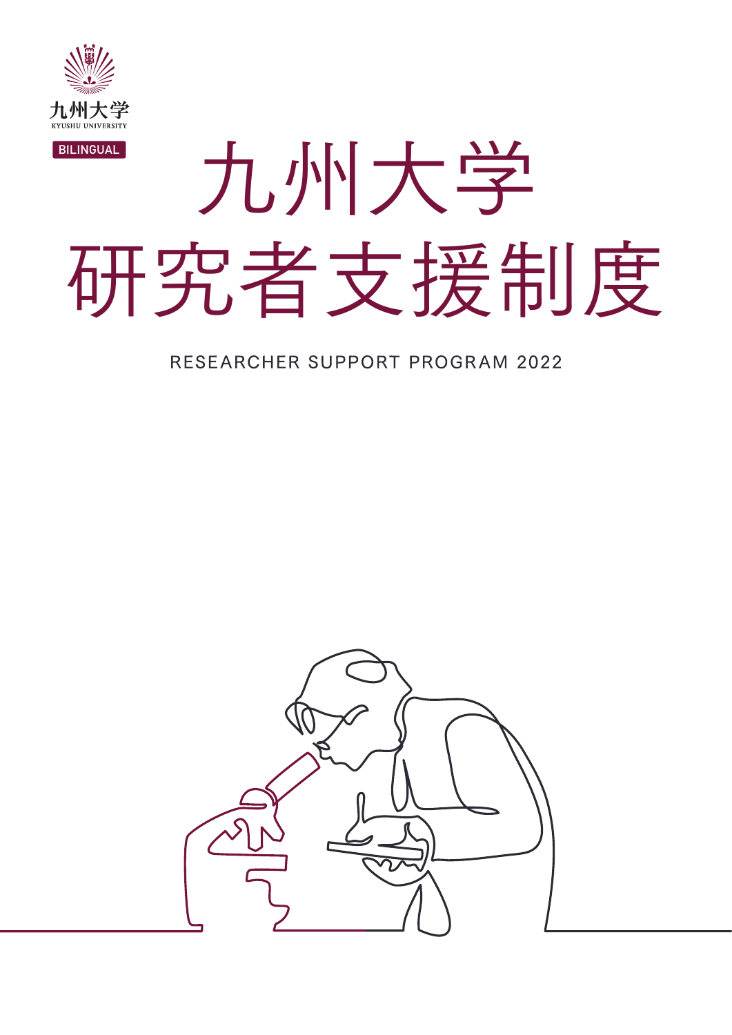九州大学

KYUSHU UNIVERSITY

BILINGUAL

# 九州大学
# 研究者支援制度

RESEARCHER SUPPORT PROGRAM 2022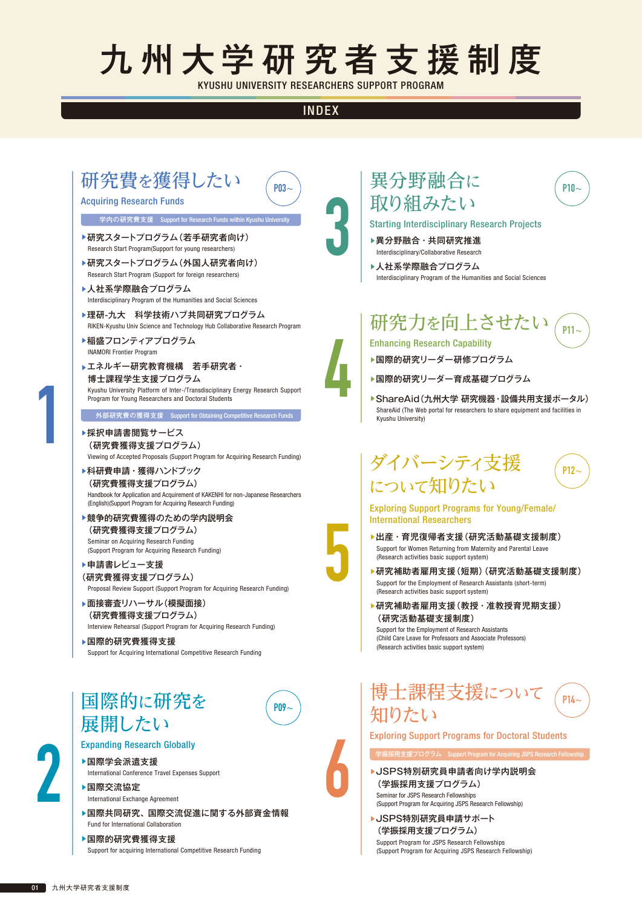# 九州大学研究者支援制度

KYUSHU UNIVERSITY RESEARCHERS SUPPORT PROGRAM

## INDEX

## 1 研究費を獲得したい　P03～

Acquiring Research Funds

### 学内の研究費支援　Support for Research Funds within Kyushu University

- 研究スタートプログラム（若手研究者向け）
  Research Start Program(Support for young researchers)
- 研究スタートプログラム（外国人研究者向け）
  Research Start Program (Support for foreign researchers)
- 人社系学際融合プログラム
  Interdisciplinary Program of the Humanities and Social Sciences
- 理研-九大　科学技術ハブ共同研究プログラム
  RIKEN-Kyushu Univ Science and Technology Hub Collaborative Research Program
- 稲盛フロンティアプログラム
  INAMORI Frontier Program
- エネルギー研究教育機構　若手研究者・博士課程学生支援プログラム
  Kyushu University Platform of Inter-/Transdisciplinary Energy Research Support Program for Young Researchers and Doctoral Students

### 外部研究費の獲得支援　Support for Obtaining Competitive Research Funds

- 採択申請書閲覧サービス（研究費獲得支援プログラム）
  Viewing of Accepted Proposals (Support Program for Acquiring Research Funding)
- 科研費申請・獲得ハンドブック（研究費獲得支援プログラム）
  Handbook for Application and Acquirement of KAKENHI for non-Japanese Researchers (English)(Support Program for Acquiring Research Funding)
- 競争的研究費獲得のための学内説明会（研究費獲得支援プログラム）
  Seminar on Acquiring Research Funding (Support Program for Acquiring Research Funding)
- 申請書レビュー支援（研究費獲得支援プログラム）
  Proposal Review Support (Support Program for Acquiring Research Funding)
- 面接審査リハーサル（模擬面接）（研究費獲得支援プログラム）
  Interview Rehearsal (Support Program for Acquiring Research Funding)
- 国際的研究費獲得支援
  Support for Acquiring International Competitive Research Funding

## 2 国際的に研究を展開したい　P09～

Expanding Research Globally

- 国際学会派遣支援
  International Conference Travel Expenses Support
- 国際交流協定
  International Exchange Agreement
- 国際共同研究、国際交流促進に関する外部資金情報
  Fund for International Collaboration
- 国際的研究費獲得支援
  Support for acquiring International Competitive Research Funding

## 3 異分野融合に取り組みたい　P10～

Starting Interdisciplinary Research Projects

- 異分野融合・共同研究推進
  Interdisciplinary/Collaborative Research
- 人社系学際融合プログラム
  Interdisciplinary Program of the Humanities and Social Sciences

## 4 研究力を向上させたい　P11～

Enhancing Research Capability

- 国際的研究リーダー研修プログラム
- 国際的研究リーダー育成基礎プログラム
- ShareAid（九州大学 研究機器・設備共用支援ポータル）
  ShareAid (The Web portal for researchers to share equipment and facilities in Kyushu University)

## 5 ダイバーシティ支援について知りたい　P12～

Exploring Support Programs for Young/Female/International Researchers

- 出産・育児復帰者支援（研究活動基礎支援制度）
  Support for Women Returning from Maternity and Parental Leave (Research activities basic support system)
- 研究補助者雇用支援（短期）（研究活動基礎支援制度）
  Support for the Employment of Research Assistants (short-term) (Research activities basic support system)
- 研究補助者雇用支援（教授・准教授育児期支援）（研究活動基礎支援制度）
  Support for the Employment of Research Assistants (Child Care Leave for Professors and Associate Professors) (Research activities basic support system)

## 6 博士課程支援について知りたい　P14～

Exploring Support Programs for Doctoral Students

### 学振採用支援プログラム　Support Program for Acquiring JSPS Research Fellowship

- JSPS特別研究員申請者向け学内説明会（学振採用支援プログラム）
  Seminar for JSPS Research Fellowships (Support Program for Acquiring JSPS Research Fellowship)
- JSPS特別研究員申請サポート（学振採用支援プログラム）
  Support Program for JSPS Research Fellowships (Support Program for Acquiring JSPS Research Fellowship)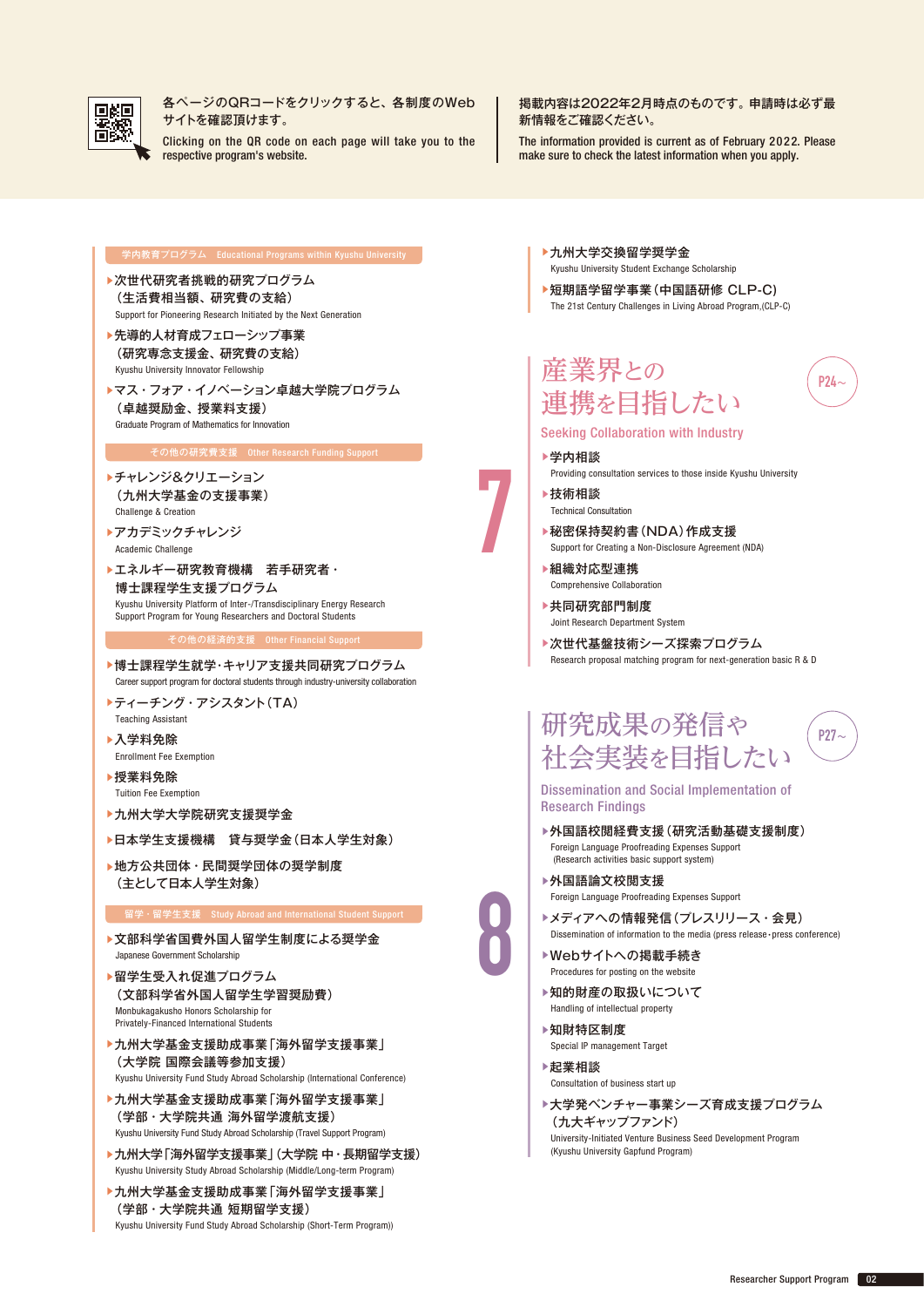各ページのQRコードをクリックすると、各制度のWebサイトを確認頂けます。

Clicking on the QR code on each page will take you to the respective program's website.

掲載内容は2022年2月時点のものです。申請時は必ず最新情報をご確認ください。

The information provided is current as of February 2022. Please make sure to check the latest information when you apply.

### 学内教育プログラム Educational Programs within Kyushu University

- 次世代研究者挑戦的研究プログラム（生活費相当額、研究費の支給）
  Support for Pioneering Research Initiated by the Next Generation
- 先導的人材育成フェローシップ事業（研究専念支援金、研究費の支給）
  Kyushu University Innovator Fellowship
- マス・フォア・イノベーション卓越大学院プログラム（卓越奨励金、授業料支援）
  Graduate Program of Mathematics for Innovation

### その他の研究費支援 Other Research Funding Support

- チャレンジ&クリエーション（九州大学基金の支援事業）
  Challenge & Creation
- アカデミックチャレンジ
  Academic Challenge
- エネルギー研究教育機構　若手研究者・博士課程学生支援プログラム
  Kyushu University Platform of Inter-/Transdisciplinary Energy Research Support Program for Young Researchers and Doctoral Students

### その他の経済的支援 Other Financial Support

- 博士課程学生就学・キャリア支援共同研究プログラム
  Career support program for doctoral students through industry-university collaboration
- ティーチング・アシスタント（TA）
  Teaching Assistant
- 入学料免除
  Enrollment Fee Exemption
- 授業料免除
  Tuition Fee Exemption
- 九州大学大学院研究支援奨学金
- 日本学生支援機構　貸与奨学金（日本人学生対象）
- 地方公共団体・民間奨学団体の奨学制度（主として日本人学生対象）

### 留学・留学生支援 Study Abroad and International Student Support

- 文部科学省国費外国人留学生制度による奨学金
  Japanese Government Scholarship
- 留学生受入れ促進プログラム（文部科学省外国人留学生学習奨励費）
  Monbukagakusho Honors Scholarship for Privately-Financed International Students
- 九州大学基金支援助成事業「海外留学支援事業」（大学院 国際会議等参加支援）
  Kyushu University Fund Study Abroad Scholarship (International Conference)
- 九州大学基金支援助成事業「海外留学支援事業」（学部・大学院共通 海外留学渡航支援）
  Kyushu University Fund Study Abroad Scholarship (Travel Support Program)
- 九州大学「海外留学支援事業」（大学院 中・長期留学支援）
  Kyushu University Study Abroad Scholarship (Middle/Long-term Program)
- 九州大学基金支援助成事業「海外留学支援事業」（学部・大学院共通 短期留学支援）
  Kyushu University Fund Study Abroad Scholarship (Short-Term Program))
- 九州大学交換留学奨学金
  Kyushu University Student Exchange Scholarship
- 短期語学留学事業（中国語研修 CLP-C）
  The 21st Century Challenges in Living Abroad Program,(CLP-C)

## 7 産業界との連携を目指したい

**Seeking Collaboration with Industry**　P24～

- 学内相談
  Providing consultation services to those inside Kyushu University
- 技術相談
  Technical Consultation
- 秘密保持契約書（NDA）作成支援
  Support for Creating a Non-Disclosure Agreement (NDA)
- 組織対応型連携
  Comprehensive Collaboration
- 共同研究部門制度
  Joint Research Department System
- 次世代基盤技術シーズ探索プログラム
  Research proposal matching program for next-generation basic R & D

## 8 研究成果の発信や社会実装を目指したい

**Dissemination and Social Implementation of Research Findings**　P27～

- 外国語校閲経費支援（研究活動基礎支援制度）
  Foreign Language Proofreading Expenses Support (Research activities basic support system)
- 外国語論文校閲支援
  Foreign Language Proofreading Expenses Support
- メディアへの情報発信（プレスリリース・会見）
  Dissemination of information to the media (press release・press conference)
- Webサイトへの掲載手続き
  Procedures for posting on the website
- 知的財産の取扱いについて
  Handling of intellectual property
- 知財特区制度
  Special IP management Target
- 起業相談
  Consultation of business start up
- 大学発ベンチャー事業シーズ育成支援プログラム（九大ギャップファンド）
  University-Initiated Venture Business Seed Development Program (Kyushu University Gapfund Program)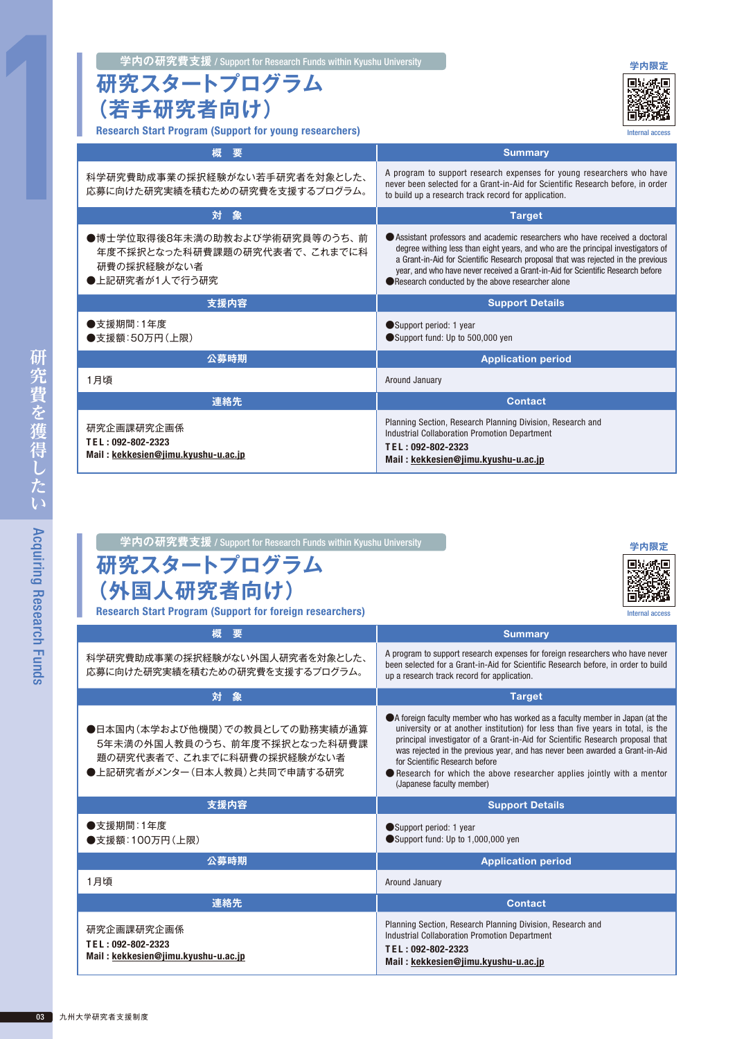学内の研究費支援 / Support for Research Funds within Kyushu University

# 研究スタートプログラム（若手研究者向け）

## Research Start Program (Support for young researchers)

学内限定

Internal access

| 概　要 | Summary |
|---|---|
| 科学研究費助成事業の採択経験がない若手研究者を対象とした、応募に向けた研究実績を積むための研究費を支援するプログラム。 | A program to support research expenses for young researchers who have never been selected for a Grant-in-Aid for Scientific Research before, in order to build up a research track record for application. |
| **対　象** | **Target** |
| ●博士学位取得後8年未満の助教および学術研究員等のうち、前年度不採択となった科研費課題の研究代表者で、これまでに科研費の採択経験がない者<br>●上記研究者が1人で行う研究 | ●Assistant professors and academic researchers who have received a doctoral degree withing less than eight years, and who are the principal investigators of a Grant-in-Aid for Scientific Research proposal that was rejected in the previous year, and who have never received a Grant-in-Aid for Scientific Research before<br>●Research conducted by the above researcher alone |
| **支援内容** | **Support Details** |
| ●支援期間：1年度<br>●支援額：50万円（上限） | ●Support period: 1 year<br>●Support fund: Up to 500,000 yen |
| **公募時期** | **Application period** |
| 1月頃 | Around January |
| **連絡先** | **Contact** |
| 研究企画課研究企画係<br>TEL : 092-802-2323<br>Mail : kekkesien@jimu.kyushu-u.ac.jp | Planning Section, Research Planning Division, Research and Industrial Collaboration Promotion Department<br>TEL : 092-802-2323<br>Mail : kekkesien@jimu.kyushu-u.ac.jp |

学内の研究費支援 / Support for Research Funds within Kyushu University

# 研究スタートプログラム（外国人研究者向け）

## Research Start Program (Support for foreign researchers)

学内限定

Internal access

| 概　要 | Summary |
|---|---|
| 科学研究費助成事業の採択経験がない外国人研究者を対象とした、応募に向けた研究実績を積むための研究費を支援するプログラム。 | A program to support research expenses for foreign researchers who have never been selected for a Grant-in-Aid for Scientific Research before, in order to build up a research track record for application. |
| **対　象** | **Target** |
| ●日本国内（本学および他機関）での教員としての勤務実績が通算5年未満の外国人教員のうち、前年度不採択となった科研費課題の研究代表者で、これまでに科研費の採択経験がない者<br>●上記研究者がメンター（日本人教員）と共同で申請する研究 | ●A foreign faculty member who has worked as a faculty member in Japan (at the university or at another institution) for less than five years in total, is the principal investigator of a Grant-in-Aid for Scientific Research proposal that was rejected in the previous year, and has never been awarded a Grant-in-Aid for Scientific Research before<br>●Research for which the above researcher applies jointly with a mentor (Japanese faculty member) |
| **支援内容** | **Support Details** |
| ●支援期間：1年度<br>●支援額：100万円（上限） | ●Support period: 1 year<br>●Support fund: Up to 1,000,000 yen |
| **公募時期** | **Application period** |
| 1月頃 | Around January |
| **連絡先** | **Contact** |
| 研究企画課研究企画係<br>TEL : 092-802-2323<br>Mail : kekkesien@jimu.kyushu-u.ac.jp | Planning Section, Research Planning Division, Research and Industrial Collaboration Promotion Department<br>TEL : 092-802-2323<br>Mail : kekkesien@jimu.kyushu-u.ac.jp |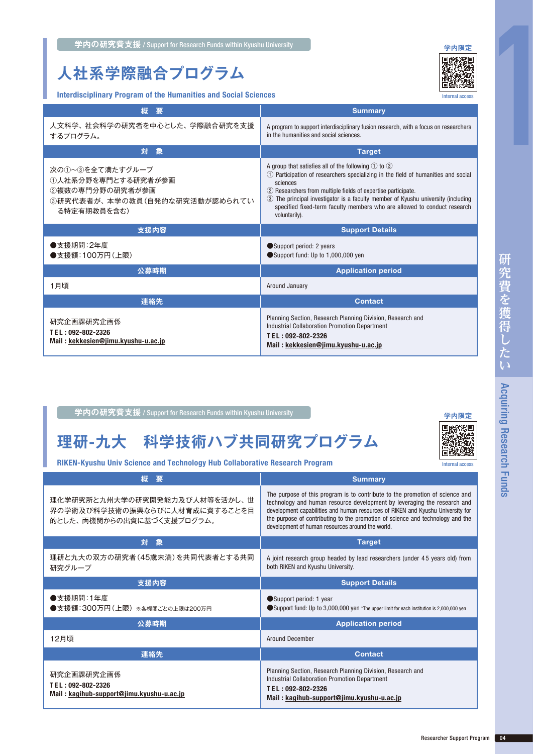学内の研究費支援 / Support for Research Funds within Kyushu University

学内限定

Internal access

# 人社系学際融合プログラム

## Interdisciplinary Program of the Humanities and Social Sciences

| 概　要 | Summary |
|---|---|
| 人文科学、社会科学の研究者を中心とした、学際融合研究を支援するプログラム。 | A program to support interdisciplinary fusion research, with a focus on researchers in the humanities and social sciences. |
| **対　象** | **Target** |
| 次の①~③を全て満たすグループ<br>①人社系分野を専門とする研究者が参画<br>②複数の専門分野の研究者が参画<br>③研究代表者が、本学の教員（自発的な研究活動が認められている特定有期教員を含む） | A group that satisfies all of the following ① to ③<br>① Participation of researchers specializing in the field of humanities and social sciences<br>② Researchers from multiple fields of expertise participate.<br>③ The principal investigator is a faculty member of Kyushu university (including specified fixed-term faculty members who are allowed to conduct research voluntarily). |
| **支援内容** | **Support Details** |
| ●支援期間：2年度<br>●支援額：100万円（上限） | ●Support period: 2 years<br>●Support fund: Up to 1,000,000 yen |
| **公募時期** | **Application period** |
| 1月頃 | Around January |
| **連絡先** | **Contact** |
| 研究企画課研究企画係<br>**TEL : 092-802-2326**<br>**Mail : kekkesien@jimu.kyushu-u.ac.jp** | Planning Section, Research Planning Division, Research and Industrial Collaboration Promotion Department<br>**TEL : 092-802-2326**<br>**Mail : kekkesien@jimu.kyushu-u.ac.jp** |

学内の研究費支援 / Support for Research Funds within Kyushu University

学内限定

Internal access

# 理研-九大　科学技術ハブ共同研究プログラム

## RIKEN-Kyushu Univ Science and Technology Hub Collaborative Research Program

| 概　要 | Summary |
|---|---|
| 理化学研究所と九州大学の研究開発能力及び人材等を活かし、世界の学術及び科学技術の振興ならびに人材育成に資することを目的とした、両機関からの出資に基づく支援プログラム。 | The purpose of this program is to contribute to the promotion of science and technology and human resource development by leveraging the research and development capabilities and human resources of RIKEN and Kyushu University for the purpose of contributing to the promotion of science and technology and the development of human resources around the world. |
| **対　象** | **Target** |
| 理研と九大の双方の研究者（45歳未満）を共同代表者とする共同研究グループ | A joint research group headed by lead researchers (under 45 years old) from both RIKEN and Kyushu University. |
| **支援内容** | **Support Details** |
| ●支援期間：1年度<br>●支援額：300万円（上限）※各機関ごとの上限は200万円 | ●Support period: 1 year<br>●Support fund: Up to 3,000,000 yen *The upper limit for each institution is 2,000,000 yen |
| **公募時期** | **Application period** |
| 12月頃 | Around December |
| **連絡先** | **Contact** |
| 研究企画課研究企画係<br>**TEL : 092-802-2326**<br>**Mail : kagihub-support@jimu.kyushu-u.ac.jp** | Planning Section, Research Planning Division, Research and Industrial Collaboration Promotion Department<br>**TEL : 092-802-2326**<br>**Mail : kagihub-support@jimu.kyushu-u.ac.jp** |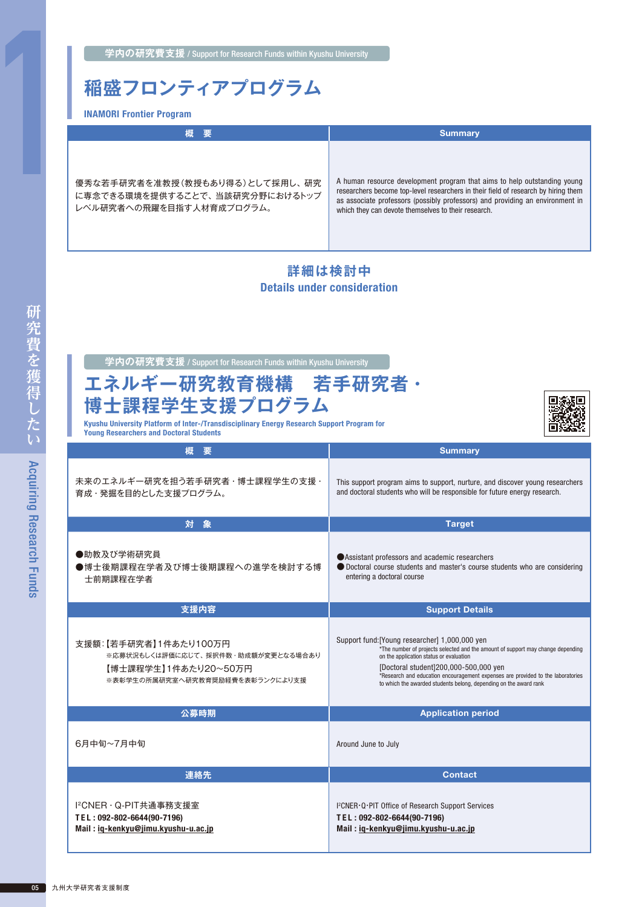学内の研究費支援 / Support for Research Funds within Kyushu University

# 稲盛フロンティアプログラム

**INAMORI Frontier Program**

| 概　要 | Summary |
| --- | --- |
| 優秀な若手研究者を准教授（教授もあり得る）として採用し、研究に専念できる環境を提供することで、当該研究分野におけるトップレベル研究者への飛躍を目指す人材育成プログラム。 | A human resource development program that aims to help outstanding young researchers become top-level researchers in their field of research by hiring them as associate professors (possibly professors) and providing an environment in which they can devote themselves to their research. |

**詳細は検討中**
**Details under consideration**

学内の研究費支援 / Support for Research Funds within Kyushu University

# エネルギー研究教育機構　若手研究者・博士課程学生支援プログラム

**Kyushu University Platform of Inter-/Transdisciplinary Energy Research Support Program for Young Researchers and Doctoral Students**

| 概　要 | Summary |
| --- | --- |
| 未来のエネルギー研究を担う若手研究者・博士課程学生の支援・育成・発掘を目的とした支援プログラム。 | This support program aims to support, nurture, and discover young researchers and doctoral students who will be responsible for future energy research. |
| **対　象** | **Target** |
| ●助教及び学術研究員<br>●博士後期課程在学者及び博士後期課程への進学を検討する博士前期課程在学者 | ●Assistant professors and academic researchers<br>●Doctoral course students and master's course students who are considering entering a doctoral course |
| **支援内容** | **Support Details** |
| 支援額：【若手研究者】1件あたり100万円<br>※応募状況もしくは評価に応じて、採択件数・助成額が変更となる場合あり<br>【博士課程学生】1件あたり20～50万円<br>※表彰学生の所属研究室へ研究教育奨励経費を表彰ランクにより支援 | Support fund:[Young researcher] 1,000,000 yen<br>*The number of projects selected and the amount of support may change depending on the application status or evaluation<br>[Doctoral student]200,000-500,000 yen<br>*Research and education encouragement expenses are provided to the laboratories to which the awarded students belong, depending on the award rank |
| **公募時期** | **Application period** |
| 6月中旬～7月中旬 | Around June to July |
| **連絡先** | **Contact** |
| I²CNER・Q-PIT共通事務支援室<br>**TEL : 092-802-6644(90-7196)**<br>**Mail : iq-kenkyu@jimu.kyushu-u.ac.jp** | I²CNER･Q-PIT Office of Research Support Services<br>**TEL : 092-802-6644(90-7196)**<br>**Mail : iq-kenkyu@jimu.kyushu-u.ac.jp** |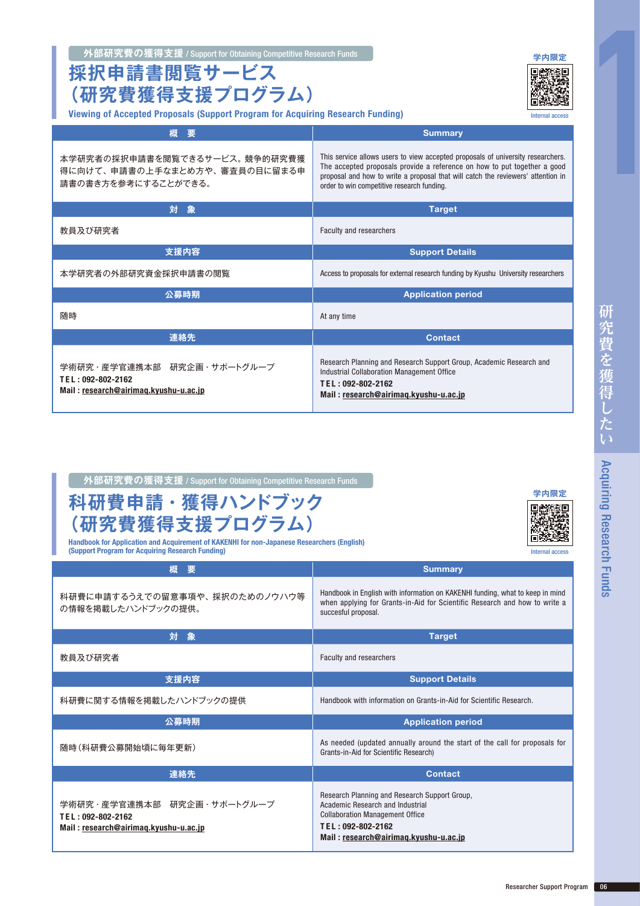外部研究費の獲得支援 / Support for Obtaining Competitive Research Funds

# 採択申請書閲覧サービス（研究費獲得支援プログラム）

**Viewing of Accepted Proposals (Support Program for Acquiring Research Funding)**

学内限定
Internal access

| 概　要 | Summary |
|---|---|
| 本学研究者の採択申請書を閲覧できるサービス。競争的研究費獲得に向けて、申請書の上手なまとめ方や、審査員の目に留まる申請書の書き方を参考にすることができる。 | This service allows users to view accepted proposals of university researchers. The accepted proposals provide a reference on how to put together a good proposal and how to write a proposal that will catch the reviewers' attention in order to win competitive research funding. |
| **対　象** | **Target** |
| 教員及び研究者 | Faculty and researchers |
| **支援内容** | **Support Details** |
| 本学研究者の外部研究資金採択申請書の閲覧 | Access to proposals for external research funding by Kyushu University researchers |
| **公募時期** | **Application period** |
| 随時 | At any time |
| **連絡先** | **Contact** |
| 学術研究・産学官連携本部　研究企画・サポートグループ<br>**TEL : 092-802-2162**<br>**Mail : research@airimaq.kyushu-u.ac.jp** | Research Planning and Research Support Group, Academic Research and Industrial Collaboration Management Office<br>**TEL : 092-802-2162**<br>**Mail : research@airimaq.kyushu-u.ac.jp** |

外部研究費の獲得支援 / Support for Obtaining Competitive Research Funds

# 科研費申請・獲得ハンドブック（研究費獲得支援プログラム）

**Handbook for Application and Acquirement of KAKENHI for non-Japanese Researchers (English) (Support Program for Acquiring Research Funding)**

学内限定
Internal access

| 概　要 | Summary |
|---|---|
| 科研費に申請するうえでの留意事項や、採択のためのノウハウ等の情報を掲載したハンドブックの提供。 | Handbook in English with information on KAKENHI funding, what to keep in mind when applying for Grants-in-Aid for Scientific Research and how to write a succesful proposal. |
| **対　象** | **Target** |
| 教員及び研究者 | Faculty and researchers |
| **支援内容** | **Support Details** |
| 科研費に関する情報を掲載したハンドブックの提供 | Handbook with information on Grants-in-Aid for Scientific Research. |
| **公募時期** | **Application period** |
| 随時（科研費公募開始頃に毎年更新） | As needed (updated annually around the start of the call for proposals for Grants-in-Aid for Scientific Research) |
| **連絡先** | **Contact** |
| 学術研究・産学官連携本部　研究企画・サポートグループ<br>**TEL : 092-802-2162**<br>**Mail : research@airimaq.kyushu-u.ac.jp** | Research Planning and Research Support Group, Academic Research and Industrial Collaboration Management Office<br>**TEL : 092-802-2162**<br>**Mail : research@airimaq.kyushu-u.ac.jp** |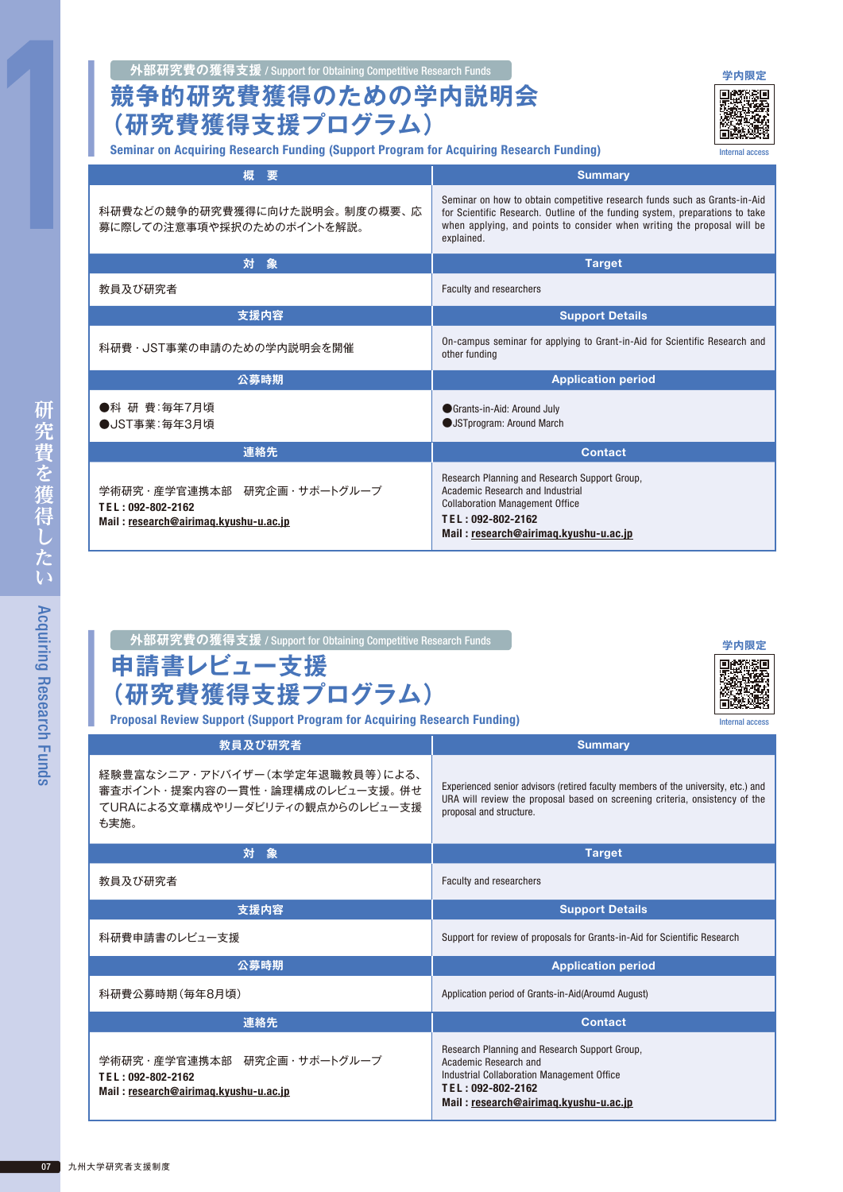外部研究費の獲得支援 / Support for Obtaining Competitive Research Funds

# 競争的研究費獲得のための学内説明会（研究費獲得支援プログラム）

## Seminar on Acquiring Research Funding (Support Program for Acquiring Research Funding)

学内限定 Internal access

| 概　要 | Summary |
|---|---|
| 科研費などの競争的研究費獲得に向けた説明会。制度の概要、応募に際しての注意事項や採択のためのポイントを解説。 | Seminar on how to obtain competitive research funds such as Grants-in-Aid for Scientific Research. Outline of the funding system, preparations to take when applying, and points to consider when writing the proposal will be explained. |
| **対　象** | **Target** |
| 教員及び研究者 | Faculty and researchers |
| **支援内容** | **Support Details** |
| 科研費・JST事業の申請のための学内説明会を開催 | On-campus seminar for applying to Grant-in-Aid for Scientific Research and other funding |
| **公募時期** | **Application period** |
| ●科　研　費：毎年7月頃<br>●JST事業：毎年3月頃 | ●Grants-in-Aid: Around July<br>●JSTprogram: Around March |
| **連絡先** | **Contact** |
| 学術研究・産学官連携本部　研究企画・サポートグループ<br>**TEL : 092-802-2162**<br>**Mail : research@airimaq.kyushu-u.ac.jp** | Research Planning and Research Support Group,<br>Academic Research and Industrial<br>Collaboration Management Office<br>**TEL : 092-802-2162**<br>**Mail : research@airimaq.kyushu-u.ac.jp** |

外部研究費の獲得支援 / Support for Obtaining Competitive Research Funds

# 申請書レビュー支援（研究費獲得支援プログラム）

## Proposal Review Support (Support Program for Acquiring Research Funding)

学内限定 Internal access

| 教員及び研究者 | Summary |
|---|---|
| 経験豊富なシニア・アドバイザー（本学定年退職教員等）による、審査ポイント・提案内容の一貫性・論理構成のレビュー支援。併せてURAによる文章構成やリーダビリティの観点からのレビュー支援も実施。 | Experienced senior advisors (retired faculty members of the university, etc.) and URA will review the proposal based on screening criteria, consistency of the proposal and structure. |
| **対　象** | **Target** |
| 教員及び研究者 | Faculty and researchers |
| **支援内容** | **Support Details** |
| 科研費申請書のレビュー支援 | Support for review of proposals for Grants-in-Aid for Scientific Research |
| **公募時期** | **Application period** |
| 科研費公募時期（毎年8月頃） | Application period of Grants-in-Aid(Aroumd August) |
| **連絡先** | **Contact** |
| 学術研究・産学官連携本部　研究企画・サポートグループ<br>**TEL : 092-802-2162**<br>**Mail : research@airimaq.kyushu-u.ac.jp** | Research Planning and Research Support Group,<br>Academic Research and<br>Industrial Collaboration Management Office<br>**TEL : 092-802-2162**<br>**Mail : research@airimaq.kyushu-u.ac.jp** |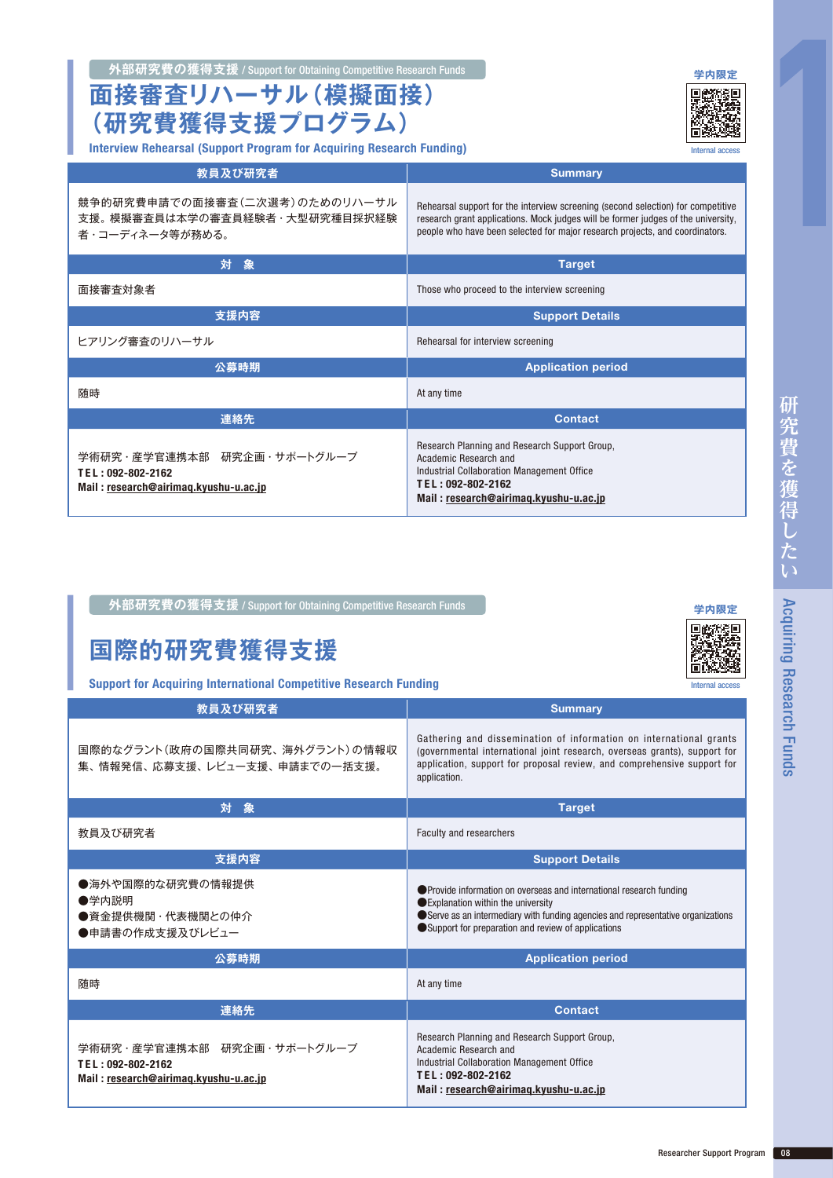外部研究費の獲得支援 / Support for Obtaining Competitive Research Funds

# 面接審査リハーサル（模擬面接）（研究費獲得支援プログラム）

## Interview Rehearsal (Support Program for Acquiring Research Funding)

学内限定
Internal access

| 教員及び研究者 | Summary |
|---|---|
| 競争的研究費申請での面接審査（二次選考）のためのリハーサル支援。模擬審査員は本学の審査員経験者・大型研究種目採択経験者・コーディネータ等が務める。 | Rehearsal support for the interview screening (second selection) for competitive research grant applications. Mock judges will be former judges of the university, people who have been selected for major research projects, and coordinators. |
| **対　象** | **Target** |
| 面接審査対象者 | Those who proceed to the interview screening |
| **支援内容** | **Support Details** |
| ヒアリング審査のリハーサル | Rehearsal for interview screening |
| **公募時期** | **Application period** |
| 随時 | At any time |
| **連絡先** | **Contact** |
| 学術研究・産学官連携本部　研究企画・サポートグループ<br>**TEL : 092-802-2162**<br>**Mail : research@airimaq.kyushu-u.ac.jp** | Research Planning and Research Support Group,<br>Academic Research and<br>Industrial Collaboration Management Office<br>**TEL : 092-802-2162**<br>**Mail : research@airimaq.kyushu-u.ac.jp** |

外部研究費の獲得支援 / Support for Obtaining Competitive Research Funds

# 国際的研究費獲得支援

## Support for Acquiring International Competitive Research Funding

学内限定
Internal access

| 教員及び研究者 | Summary |
|---|---|
| 国際的なグラント（政府の国際共同研究、海外グラント）の情報収集、情報発信、応募支援、レビュー支援、申請までの一括支援。 | Gathering and dissemination of information on international grants (governmental international joint research, overseas grants), support for application, support for proposal review, and comprehensive support for application. |
| **対　象** | **Target** |
| 教員及び研究者 | Faculty and researchers |
| **支援内容** | **Support Details** |
| ●海外や国際的な研究費の情報提供<br>●学内説明<br>●資金提供機関・代表機関との仲介<br>●申請書の作成支援及びレビュー | ●Provide information on overseas and international research funding<br>●Explanation within the university<br>●Serve as an intermediary with funding agencies and representative organizations<br>●Support for preparation and review of applications |
| **公募時期** | **Application period** |
| 随時 | At any time |
| **連絡先** | **Contact** |
| 学術研究・産学官連携本部　研究企画・サポートグループ<br>**TEL : 092-802-2162**<br>**Mail : research@airimaq.kyushu-u.ac.jp** | Research Planning and Research Support Group,<br>Academic Research and<br>Industrial Collaboration Management Office<br>**TEL : 092-802-2162**<br>**Mail : research@airimaq.kyushu-u.ac.jp** |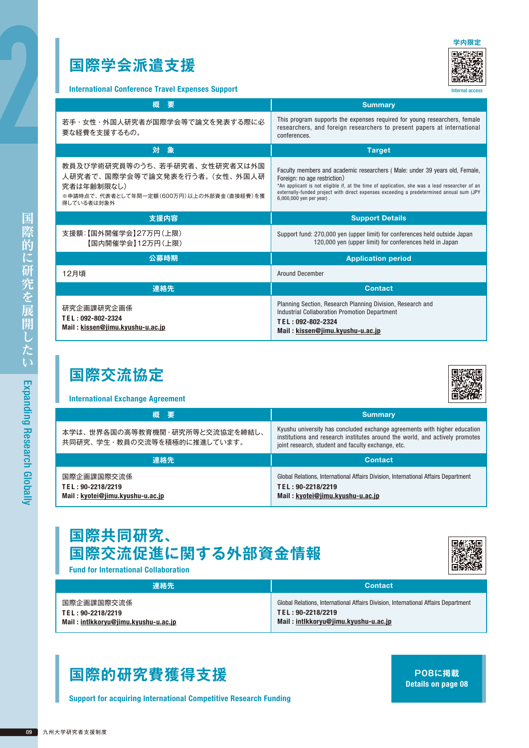# 国際学会派遣支援

**International Conference Travel Expenses Support**

学内限定
Internal access

| 概　要 | Summary |
| --- | --- |
| 若手・女性・外国人研究者が国際学会等で論文を発表する際に必要な経費を支援するもの。 | This program supports the expenses required for young researchers, female researchers, and foreign researchers to present papers at international conferences. |
| **対　象** | **Target** |
| 教員及び学術研究員等のうち、若手研究者、女性研究者又は外国人研究者で、国際学会等で論文発表を行う者。（女性、外国人研究者は年齢制限なし）<br>※申請時点で、代表者として年間一定額（600万円）以上の外部資金（直接経費）を獲得している者は対象外 | Faculty members and academic researchers ( Male: under 39 years old, Female, Foreign: no age restriction)<br>*An applicant is not eligible if, at the time of application, she was a lead researcher of an externally-funded project with direct expenses exceeding a predetermined annual sum (JPY 6,000,000 yen per year) . |
| **支援内容** | **Support Details** |
| 支援額：【国外開催学会】27万円（上限）<br>【国内開催学会】12万円（上限） | Support fund: 270,000 yen (upper limit) for conferences held outside Japan<br>120,000 yen (upper limit) for conferences held in Japan |
| **公募時期** | **Application period** |
| 12月頃 | Around December |
| **連絡先** | **Contact** |
| 研究企画課研究企画係<br>**TEL : 092-802-2324**<br>**Mail : kissen@jimu.kyushu-u.ac.jp** | Planning Section, Research Planning Division, Research and Industrial Collaboration Promotion Department<br>**TEL : 092-802-2324**<br>**Mail : kissen@jimu.kyushu-u.ac.jp** |

# 国際交流協定

**International Exchange Agreement**

| 概　要 | Summary |
| --- | --- |
| 本学は、世界各国の高等教育機関・研究所等と交流協定を締結し、共同研究、学生・教員の交流等を積極的に推進しています。 | Kyushu university has concluded exchange agreements with higher education institutions and research institutes around the world, and actively promotes joint research, student and faculty exchange, etc. |
| **連絡先** | **Contact** |
| 国際企画課国際交流係<br>**TEL : 90-2218/2219**<br>**Mail : kyotei@jimu.kyushu-u.ac.jp** | Global Relations, International Affairs Division, International Affairs Department<br>**TEL : 90-2218/2219**<br>**Mail : kyotei@jimu.kyushu-u.ac.jp** |

# 国際共同研究、国際交流促進に関する外部資金情報

**Fund for International Collaboration**

| 連絡先 | Contact |
| --- | --- |
| 国際企画課国際交流係<br>**TEL : 90-2218/2219**<br>**Mail : intlkkoryu@jimu.kyushu-u.ac.jp** | Global Relations, International Affairs Division, International Affairs Department<br>**TEL : 90-2218/2219**<br>**Mail : intlkkoryu@jimu.kyushu-u.ac.jp** |

# 国際的研究費獲得支援

**Support for acquiring International Competitive Research Funding**

P08に掲載
Details on page 08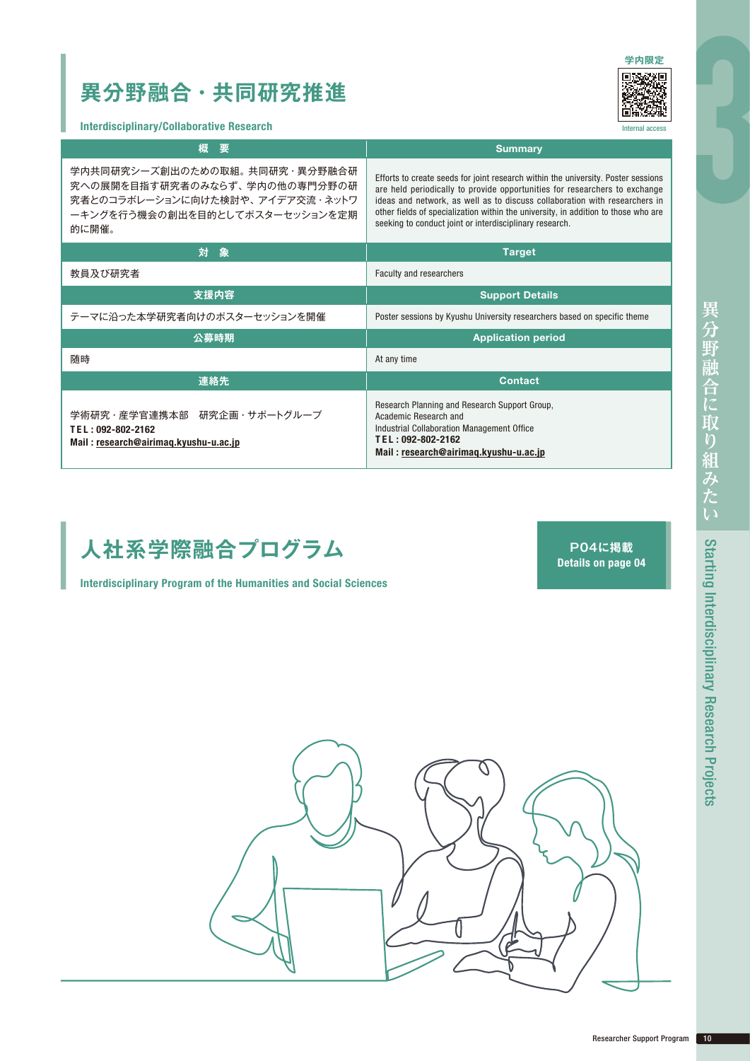# 異分野融合・共同研究推進

**Interdisciplinary/Collaborative Research**

学内限定

Internal access

| 概　要 | Summary |
| --- | --- |
| 学内共同研究シーズ創出のための取組。共同研究・異分野融合研究への展開を目指す研究者のみならず、学内の他の専門分野の研究者とのコラボレーションに向けた検討や、アイデア交流・ネットワーキングを行う機会の創出を目的としてポスターセッションを定期的に開催。 | Efforts to create seeds for joint research within the university. Poster sessions are held periodically to provide opportunities for researchers to exchange ideas and network, as well as to discuss collaboration with researchers in other fields of specialization within the university, in addition to those who are seeking to conduct joint or interdisciplinary research. |
| **対　象** | **Target** |
| 教員及び研究者 | Faculty and researchers |
| **支援内容** | **Support Details** |
| テーマに沿った本学研究者向けのポスターセッションを開催 | Poster sessions by Kyushu University researchers based on specific theme |
| **公募時期** | **Application period** |
| 随時 | At any time |
| **連絡先** | **Contact** |
| 学術研究・産学官連携本部　研究企画・サポートグループ<br>**TEL : 092-802-2162**<br>**Mail : research@airimaq.kyushu-u.ac.jp** | Research Planning and Research Support Group, Academic Research and Industrial Collaboration Management Office<br>**TEL : 092-802-2162**<br>**Mail : research@airimaq.kyushu-u.ac.jp** |

# 人社系学際融合プログラム

**Interdisciplinary Program of the Humanities and Social Sciences**

**P04に掲載**
**Details on page 04**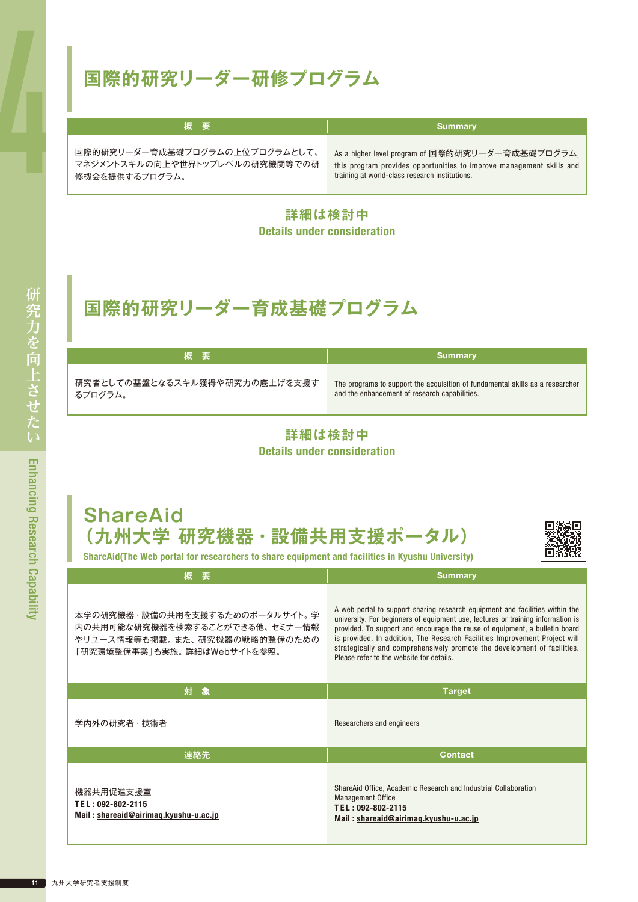## 国際的研究リーダー研修プログラム

| 概　要 | Summary |
| --- | --- |
| 国際的研究リーダー育成基礎プログラムの上位プログラムとして、マネジメントスキルの向上や世界トップレベルの研究機関等での研修機会を提供するプログラム。 | As a higher level program of 国際的研究リーダー育成基礎プログラム, this program provides opportunities to improve management skills and training at world-class research institutions. |

**詳細は検討中**
**Details under consideration**

## 国際的研究リーダー育成基礎プログラム

| 概　要 | Summary |
| --- | --- |
| 研究者としての基盤となるスキル獲得や研究力の底上げを支援するプログラム。 | The programs to support the acquisition of fundamental skills as a researcher and the enhancement of research capabilities. |

**詳細は検討中**
**Details under consideration**

## ShareAid（九州大学 研究機器・設備共用支援ポータル）

**ShareAid(The Web portal for researchers to share equipment and facilities in Kyushu University)**

| 概　要 | Summary |
| --- | --- |
| 本学の研究機器・設備の共用を支援するためのポータルサイト。学内の共用可能な研究機器を検索することができる他、セミナー情報やリユース情報等も掲載。また、研究機器の戦略的整備のための「研究環境整備事業」も実施。詳細はWebサイトを参照。 | A web portal to support sharing research equipment and facilities within the university. For beginners of equipment use, lectures or training information is provided. To support and encourage the reuse of equipment, a bulletin board is provided. In addition, The Research Facilities Improvement Project will strategically and comprehensively promote the development of facilities. Please refer to the website for details. |
| **対　象** | **Target** |
| 学内外の研究者・技術者 | Researchers and engineers |
| **連絡先** | **Contact** |
| 機器共用促進支援室<br>**TEL : 092-802-2115**<br>**Mail : shareaid@airimaq.kyushu-u.ac.jp** | ShareAid Office, Academic Research and Industrial Collaboration Management Office<br>**TEL : 092-802-2115**<br>**Mail : shareaid@airimaq.kyushu-u.ac.jp** |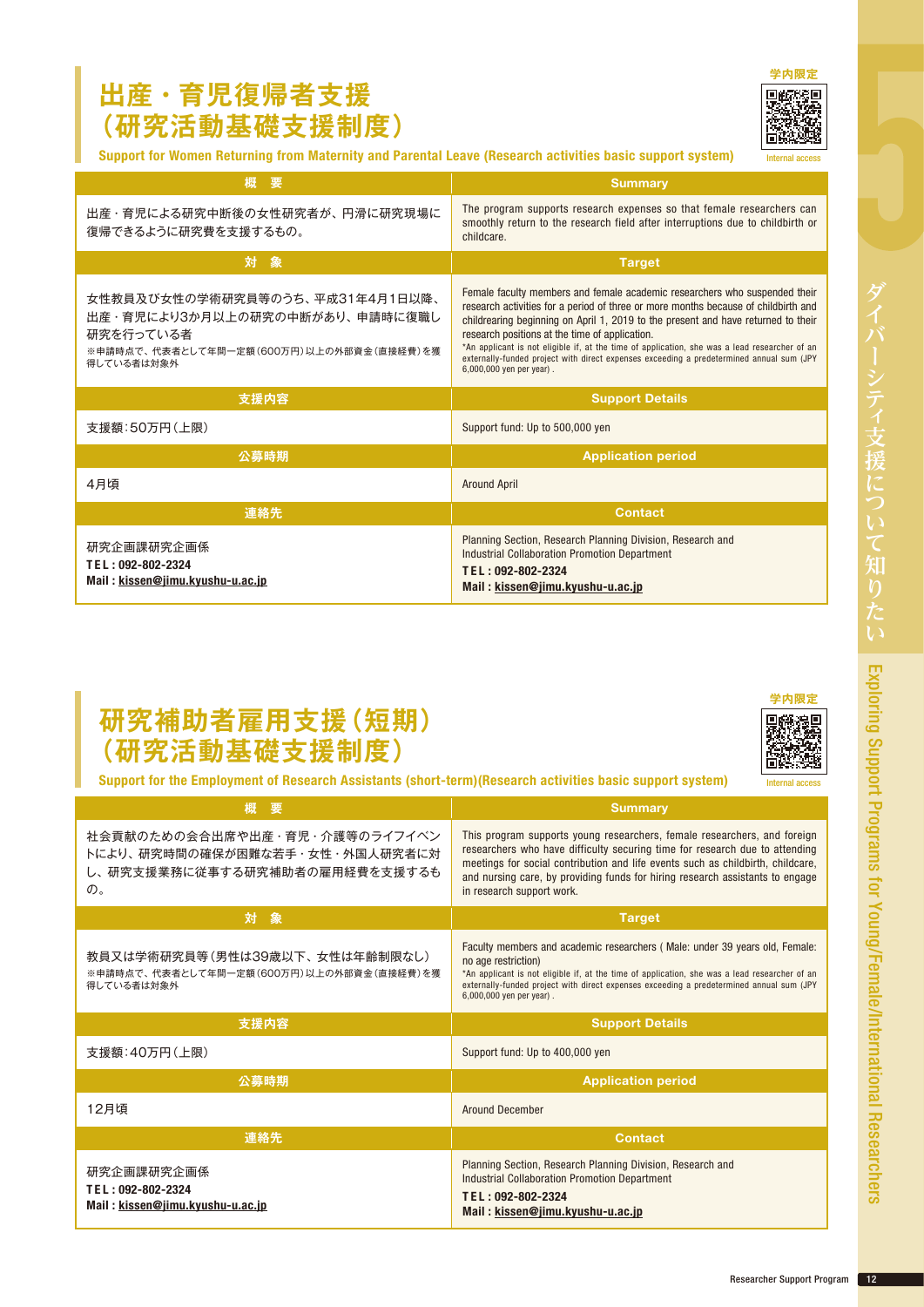## 出産・育児復帰者支援（研究活動基礎支援制度）

学内限定 Internal access

**Support for Women Returning from Maternity and Parental Leave (Research activities basic support system)**

| 概　要 | Summary |
|---|---|
| 出産・育児による研究中断後の女性研究者が、円滑に研究現場に復帰できるように研究費を支援するもの。 | The program supports research expenses so that female researchers can smoothly return to the research field after interruptions due to childbirth or childcare. |
| **対　象** | **Target** |
| 女性教員及び女性の学術研究員等のうち、平成31年4月1日以降、出産・育児により3か月以上の研究の中断があり、申請時に復職し研究を行っている者<br>※申請時点で、代表者として年間一定額（600万円）以上の外部資金（直接経費）を獲得している者は対象外 | Female faculty members and female academic researchers who suspended their research activities for a period of three or more months because of childbirth and childrearing beginning on April 1, 2019 to the present and have returned to their research positions at the time of application.<br>*An applicant is not eligible if, at the time of application, she was a lead researcher of an externally-funded project with direct expenses exceeding a predetermined annual sum (JPY 6,000,000 yen per year) . |
| **支援内容** | **Support Details** |
| 支援額：50万円（上限） | Support fund: Up to 500,000 yen |
| **公募時期** | **Application period** |
| 4月頃 | Around April |
| **連絡先** | **Contact** |
| 研究企画課研究企画係<br>**TEL : 092-802-2324**<br>**Mail : kissen@jimu.kyushu-u.ac.jp** | Planning Section, Research Planning Division, Research and Industrial Collaboration Promotion Department<br>**TEL : 092-802-2324**<br>**Mail : kissen@jimu.kyushu-u.ac.jp** |

## 研究補助者雇用支援（短期）（研究活動基礎支援制度）

学内限定 Internal access

**Support for the Employment of Research Assistants (short-term)(Research activities basic support system)**

| 概　要 | Summary |
|---|---|
| 社会貢献のための会合出席や出産・育児・介護等のライフイベントにより、研究時間の確保が困難な若手・女性・外国人研究者に対し、研究支援業務に従事する研究補助者の雇用経費を支援するもの。 | This program supports young researchers, female researchers, and foreign researchers who have difficulty securing time for research due to attending meetings for social contribution and life events such as childbirth, childcare, and nursing care, by providing funds for hiring research assistants to engage in research support work. |
| **対　象** | **Target** |
| 教員又は学術研究員等（男性は39歳以下、女性は年齢制限なし）<br>※申請時点で、代表者として年間一定額（600万円）以上の外部資金（直接経費）を獲得している者は対象外 | Faculty members and academic researchers ( Male: under 39 years old, Female: no age restriction)<br>*An applicant is not eligible if, at the time of application, she was a lead researcher of an externally-funded project with direct expenses exceeding a predetermined annual sum (JPY 6,000,000 yen per year) . |
| **支援内容** | **Support Details** |
| 支援額：40万円（上限） | Support fund: Up to 400,000 yen |
| **公募時期** | **Application period** |
| 12月頃 | Around December |
| **連絡先** | **Contact** |
| 研究企画課研究企画係<br>**TEL : 092-802-2324**<br>**Mail : kissen@jimu.kyushu-u.ac.jp** | Planning Section, Research Planning Division, Research and Industrial Collaboration Promotion Department<br>**TEL : 092-802-2324**<br>**Mail : kissen@jimu.kyushu-u.ac.jp** |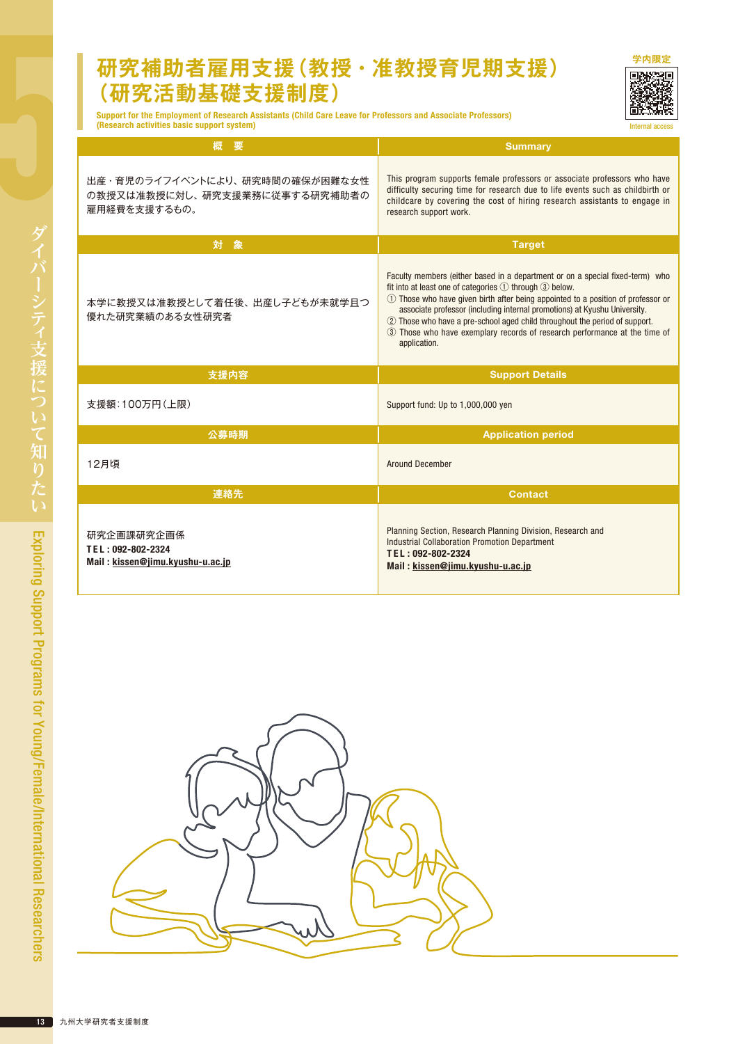# 研究補助者雇用支援（教授・准教授育児期支援）（研究活動基礎支援制度）

**Support for the Employment of Research Assistants (Child Care Leave for Professors and Associate Professors) (Research activities basic support system)**

学内限定
Internal access

| 概　要 | Summary |
|---|---|
| 出産・育児のライフイベントにより、研究時間の確保が困難な女性の教授又は准教授に対し、研究支援業務に従事する研究補助者の雇用経費を支援するもの。 | This program supports female professors or associate professors who have difficulty securing time for research due to life events such as childbirth or childcare by covering the cost of hiring research assistants to engage in research support work. |
| **対　象** | **Target** |
| 本学に教授又は准教授として着任後、出産し子どもが未就学且つ優れた研究業績のある女性研究者 | Faculty members (either based in a department or on a special fixed-term) who fit into at least one of categories ① through ③ below.<br>① Those who have given birth after being appointed to a position of professor or associate professor (including internal promotions) at Kyushu University.<br>② Those who have a pre-school aged child throughout the period of support.<br>③ Those who have exemplary records of research performance at the time of application. |
| **支援内容** | **Support Details** |
| 支援額：100万円（上限） | Support fund: Up to 1,000,000 yen |
| **公募時期** | **Application period** |
| 12月頃 | Around December |
| **連絡先** | **Contact** |
| 研究企画課研究企画係<br>**TEL : 092-802-2324**<br>**Mail : kissen@jimu.kyushu-u.ac.jp** | Planning Section, Research Planning Division, Research and Industrial Collaboration Promotion Department<br>**TEL : 092-802-2324**<br>**Mail : kissen@jimu.kyushu-u.ac.jp** |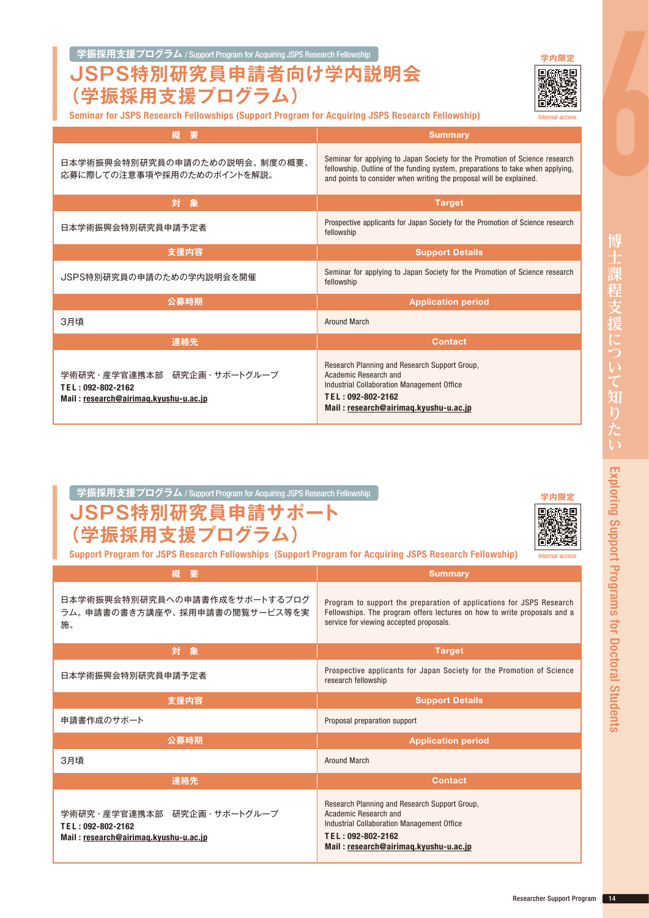学振採用支援プログラム / Support Program for Acquiring JSPS Research Fellowship

# JSPS特別研究員申請者向け学内説明会（学振採用支援プログラム）

## Seminar for JSPS Research Fellowships (Support Program for Acquiring JSPS Research Fellowship)

学内限定
Internal access

| 概　要 | Summary |
|---|---|
| 日本学術振興会特別研究員の申請のための説明会。制度の概要、応募に際しての注意事項や採用のためのポイントを解説。 | Seminar for applying to Japan Society for the Promotion of Science research fellowship. Outline of the funding system, preparations to take when applying, and points to consider when writing the proposal will be explained. |
| **対　象** | **Target** |
| 日本学術振興会特別研究員申請予定者 | Prospective applicants for Japan Society for the Promotion of Science research fellowship |
| **支援内容** | **Support Details** |
| JSPS特別研究員の申請のための学内説明会を開催 | Seminar for applying to Japan Society for the Promotion of Science research fellowship |
| **公募時期** | **Application period** |
| 3月頃 | Around March |
| **連絡先** | **Contact** |
| 学術研究・産学官連携本部　研究企画・サポートグループ<br>**TEL : 092-802-2162**<br>**Mail : research@airimaq.kyushu-u.ac.jp** | Research Planning and Research Support Group, Academic Research and Industrial Collaboration Management Office<br>**TEL : 092-802-2162**<br>**Mail : research@airimaq.kyushu-u.ac.jp** |

学振採用支援プログラム / Support Program for Acquiring JSPS Research Fellowship

# JSPS特別研究員申請サポート（学振採用支援プログラム）

## Support Program for JSPS Research Fellowships (Support Program for Acquiring JSPS Research Fellowship)

学内限定
Internal access

| 概　要 | Summary |
|---|---|
| 日本学術振興会特別研究員への申請書作成をサポートするプログラム。申請書の書き方講座や、採用申請書の閲覧サービス等を実施。 | Program to support the preparation of applications for JSPS Research Fellowships. The program offers lectures on how to write proposals and a service for viewing accepted proposals. |
| **対　象** | **Target** |
| 日本学術振興会特別研究員申請予定者 | Prospective applicants for Japan Society for the Promotion of Science research fellowship |
| **支援内容** | **Support Details** |
| 申請書作成のサポート | Proposal preparation support |
| **公募時期** | **Application period** |
| 3月頃 | Around March |
| **連絡先** | **Contact** |
| 学術研究・産学官連携本部　研究企画・サポートグループ<br>**TEL : 092-802-2162**<br>**Mail : research@airimaq.kyushu-u.ac.jp** | Research Planning and Research Support Group, Academic Research and Industrial Collaboration Management Office<br>**TEL : 092-802-2162**<br>**Mail : research@airimaq.kyushu-u.ac.jp** |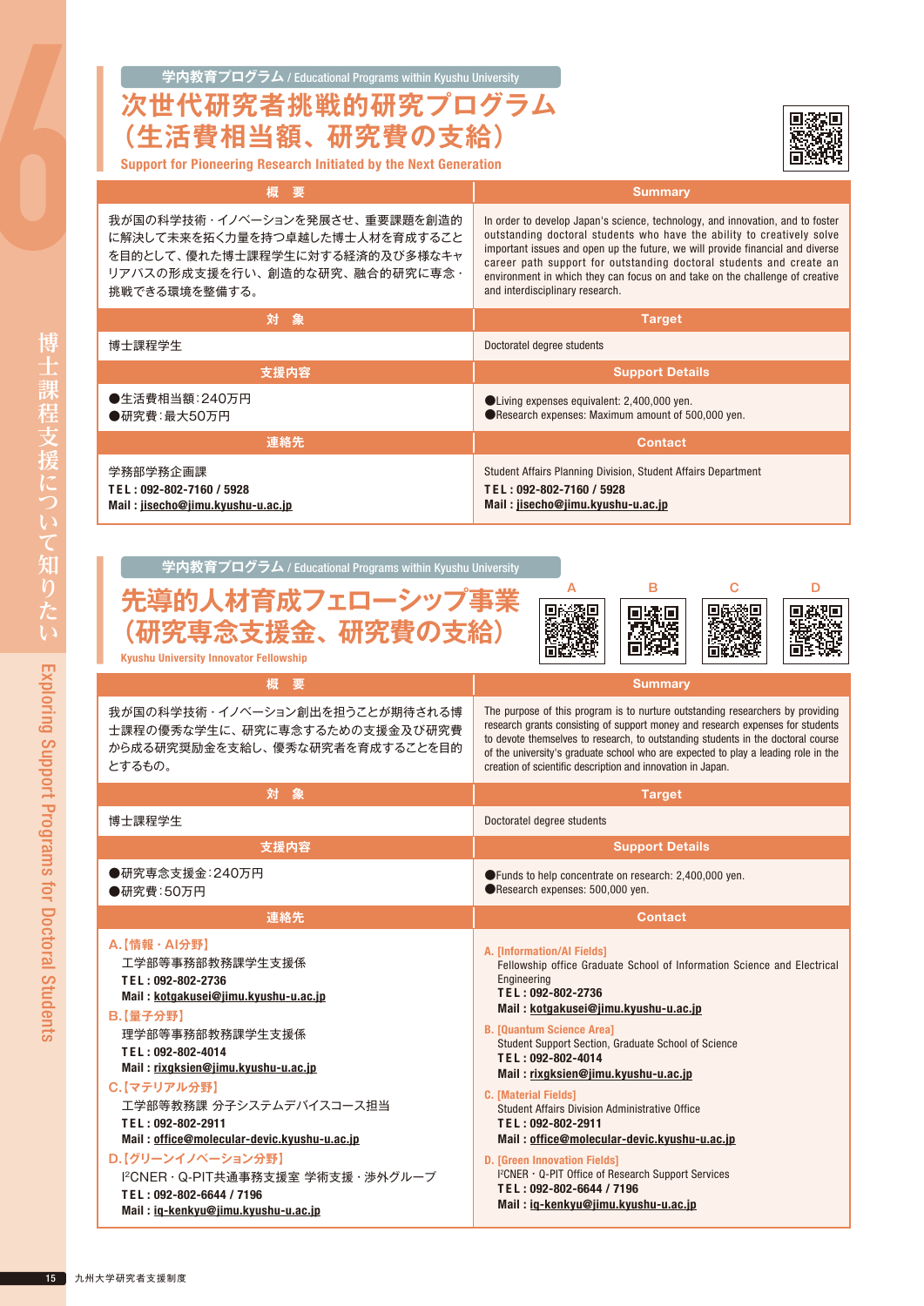学内教育プログラム / Educational Programs within Kyushu University

# 次世代研究者挑戦的研究プログラム（生活費相当額、研究費の支給）

**Support for Pioneering Research Initiated by the Next Generation**

| 概　要 | Summary |
|---|---|
| 我が国の科学技術・イノベーションを発展させ、重要課題を創造的に解決して未来を拓く力量を持つ卓越した博士人材を育成することを目的として、優れた博士課程学生に対する経済的及び多様なキャリアパスの形成支援を行い、創造的な研究、融合的研究に専念・挑戦できる環境を整備する。 | In order to develop Japan's science, technology, and innovation, and to foster outstanding doctoral students who have the ability to creatively solve important issues and open up the future, we will provide financial and diverse career path support for outstanding doctoral students and create an environment in which they can focus on and take on the challenge of creative and interdisciplinary research. |
| **対　象** | **Target** |
| 博士課程学生 | Doctoratel degree students |
| **支援内容** | **Support Details** |
| ●生活費相当額：240万円<br>●研究費：最大50万円 | ●Living expenses equivalent: 2,400,000 yen.<br>●Research expenses: Maximum amount of 500,000 yen. |
| **連絡先** | **Contact** |
| 学務部学務企画課<br>**TEL : 092-802-7160 / 5928**<br>**Mail : jisecho@jimu.kyushu-u.ac.jp** | Student Affairs Planning Division, Student Affairs Department<br>**TEL : 092-802-7160 / 5928**<br>**Mail : jisecho@jimu.kyushu-u.ac.jp** |

学内教育プログラム / Educational Programs within Kyushu University

# 先導的人材育成フェローシップ事業（研究専念支援金、研究費の支給）

**Kyushu University Innovator Fellowship**

A　B　C　D

| 概　要 | Summary |
|---|---|
| 我が国の科学技術・イノベーション創出を担うことが期待される博士課程の優秀な学生に、研究に専念するための支援金及び研究費から成る研究奨励金を支給し、優秀な研究者を育成することを目的とするもの。 | The purpose of this program is to nurture outstanding researchers by providing research grants consisting of support money and research expenses for students to devote themselves to research, to outstanding students in the doctoral course of the university's graduate school who are expected to play a leading role in the creation of scientific description and innovation in Japan. |
| **対　象** | **Target** |
| 博士課程学生 | Doctoratel degree students |
| **支援内容** | **Support Details** |
| ●研究専念支援金：240万円<br>●研究費：50万円 | ●Funds to help concentrate on research: 2,400,000 yen.<br>●Research expenses: 500,000 yen. |
| **連絡先** | **Contact** |
| **A.【情報・AI分野】**<br>工学部等事務部教務課学生支援係<br>**TEL : 092-802-2736**<br>**Mail : kotgakusei@jimu.kyushu-u.ac.jp**<br>**B.【量子分野】**<br>理学部等事務部教務課学生支援係<br>**TEL : 092-802-4014**<br>**Mail : rixgksien@jimu.kyushu-u.ac.jp**<br>**C.【マテリアル分野】**<br>工学部等教務課 分子システムデバイスコース担当<br>**TEL : 092-802-2911**<br>**Mail : office@molecular-devic.kyushu-u.ac.jp**<br>**D.【グリーンイノベーション分野】**<br>I²CNER・Q-PIT共通事務支援室 学術支援・渉外グループ<br>**TEL : 092-802-6644 / 7196**<br>**Mail : iq-kenkyu@jimu.kyushu-u.ac.jp** | **A. [Information/AI Fields]**<br>Fellowship office Graduate School of Information Science and Electrical Engineering<br>**TEL : 092-802-2736**<br>**Mail : kotgakusei@jimu.kyushu-u.ac.jp**<br>**B. [Quantum Science Area]**<br>Student Support Section, Graduate School of Science<br>**TEL : 092-802-4014**<br>**Mail : rixgksien@jimu.kyushu-u.ac.jp**<br>**C. [Material Fields]**<br>Student Affairs Division Administrative Office<br>**TEL : 092-802-2911**<br>**Mail : office@molecular-devic.kyushu-u.ac.jp**<br>**D. [Green Innovation Fields]**<br>I²CNER・Q-PIT Office of Research Support Services<br>**TEL : 092-802-6644 / 7196**<br>**Mail : iq-kenkyu@jimu.kyushu-u.ac.jp** |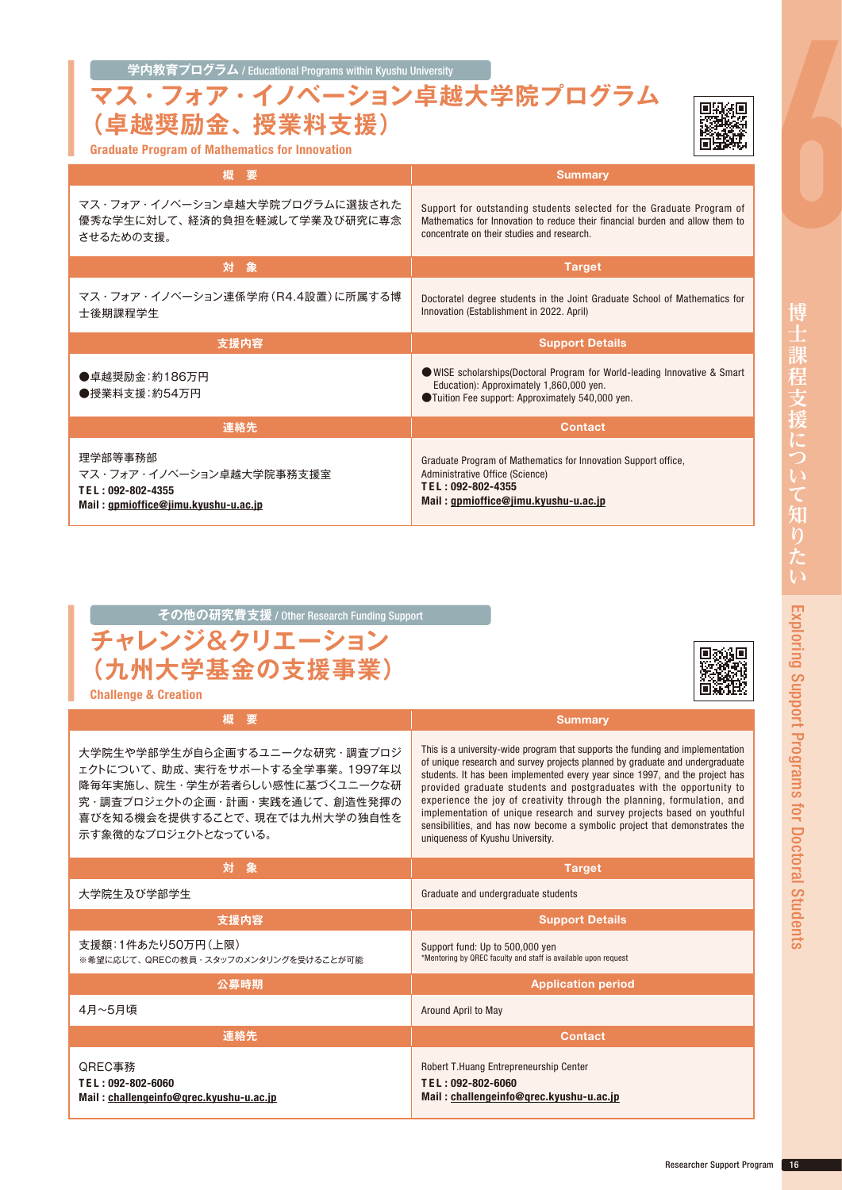学内教育プログラム / Educational Programs within Kyushu University

# マス・フォア・イノベーション卓越大学院プログラム（卓越奨励金、授業料支援）

**Graduate Program of Mathematics for Innovation**

| 概　要 | Summary |
| --- | --- |
| マス・フォア・イノベーション卓越大学院プログラムに選抜された優秀な学生に対して、経済的負担を軽減して学業及び研究に専念させるための支援。 | Support for outstanding students selected for the Graduate Program of Mathematics for Innovation to reduce their financial burden and allow them to concentrate on their studies and research. |
| **対　象** | **Target** |
| マス・フォア・イノベーション連係学府（R4.4設置）に所属する博士後期課程学生 | Doctoratel degree students in the Joint Graduate School of Mathematics for Innovation (Establishment in 2022. April) |
| **支援内容** | **Support Details** |
| ●卓越奨励金：約186万円<br>●授業料支援：約54万円 | ●WISE scholarships(Doctoral Program for World-leading Innovative & Smart Education): Approximately 1,860,000 yen.<br>●Tuition Fee support: Approximately 540,000 yen. |
| **連絡先** | **Contact** |
| 理学部等事務部<br>マス・フォア・イノベーション卓越大学院事務支援室<br>**TEL : 092-802-4355**<br>**Mail : gpmioffice@jimu.kyushu-u.ac.jp** | Graduate Program of Mathematics for Innovation Support office, Administrative Office (Science)<br>**TEL : 092-802-4355**<br>**Mail : gpmioffice@jimu.kyushu-u.ac.jp** |

その他の研究費支援 / Other Research Funding Support

# チャレンジ&クリエーション（九州大学基金の支援事業）

**Challenge & Creation**

| 概　要 | Summary |
| --- | --- |
| 大学院生や学部学生が自ら企画するユニークな研究・調査プロジェクトについて、助成、実行をサポートする全学事業。1997年以降毎年実施し、院生・学生が若者らしい感性に基づくユニークな研究・調査プロジェクトの企画・計画・実践を通じて、創造性発揮の喜びを知る機会を提供することで、現在では九州大学の独自性を示す象徴的なプロジェクトとなっている。 | This is a university-wide program that supports the funding and implementation of unique research and survey projects planned by graduate and undergraduate students. It has been implemented every year since 1997, and the project has provided graduate students and postgraduates with the opportunity to experience the joy of creativity through the planning, formulation, and implementation of unique research and survey projects based on youthful sensibilities, and has now become a symbolic project that demonstrates the uniqueness of Kyushu University. |
| **対　象** | **Target** |
| 大学院生及び学部学生 | Graduate and undergraduate students |
| **支援内容** | **Support Details** |
| 支援額：1件あたり50万円（上限）<br>※希望に応じて、QRECの教員・スタッフのメンタリングを受けることが可能 | Support fund: Up to 500,000 yen<br>*Mentoring by QREC faculty and staff is available upon request |
| **公募時期** | **Application period** |
| 4月～5月頃 | Around April to May |
| **連絡先** | **Contact** |
| QREC事務<br>**TEL : 092-802-6060**<br>**Mail : challengeinfo@qrec.kyushu-u.ac.jp** | Robert T.Huang Entrepreneurship Center<br>**TEL : 092-802-6060**<br>**Mail : challengeinfo@qrec.kyushu-u.ac.jp** |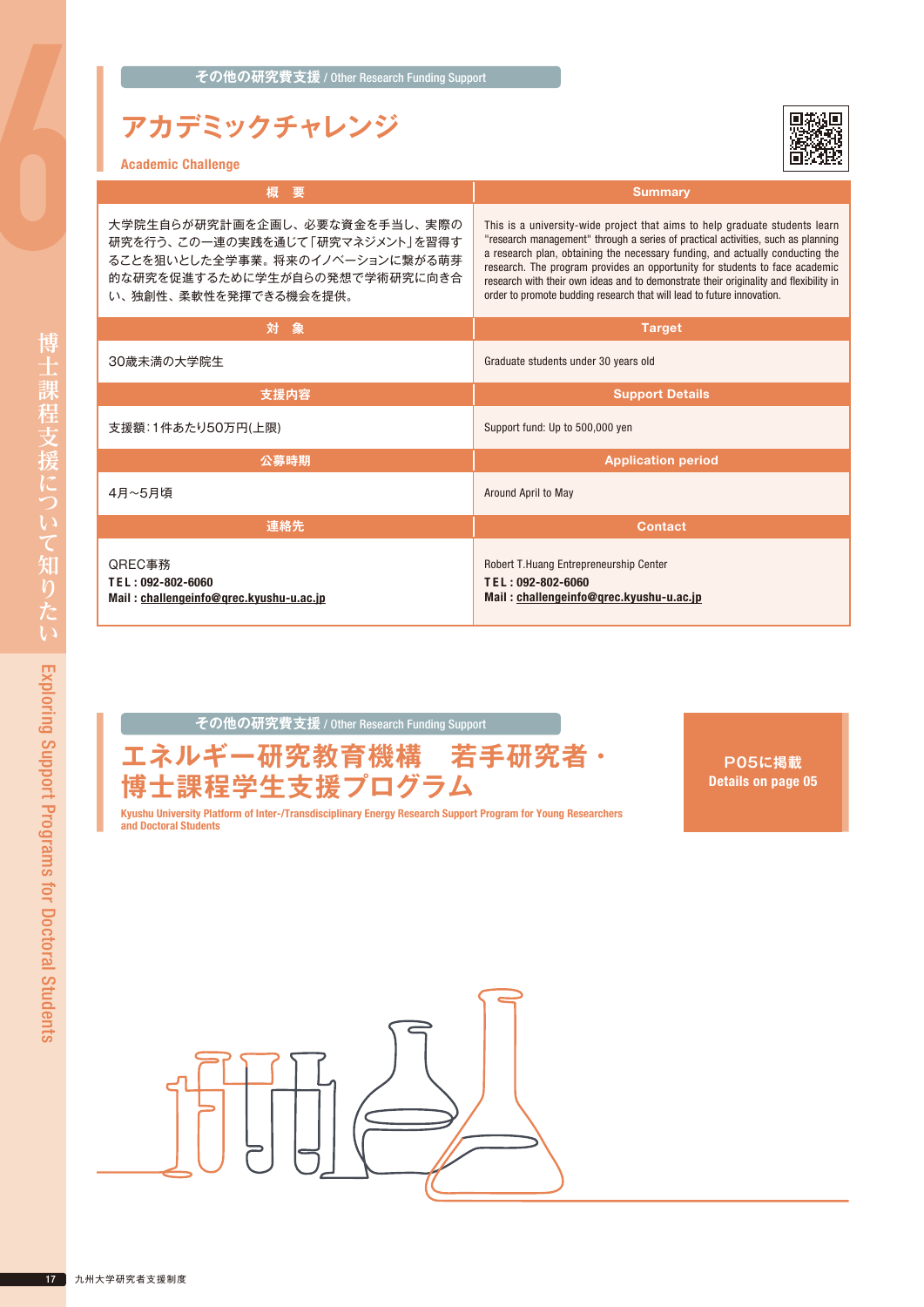その他の研究費支援 / Other Research Funding Support

# アカデミックチャレンジ

## Academic Challenge

| 概　要 | Summary |
|---|---|
| 大学院生自らが研究計画を企画し、必要な資金を手当し、実際の研究を行う、この一連の実践を通じて「研究マネジメント」を習得することを狙いとした全学事業。将来のイノベーションに繋がる萌芽的な研究を促進するために学生が自らの発想で学術研究に向き合い、独創性、柔軟性を発揮できる機会を提供。 | This is a university-wide project that aims to help graduate students learn "research management" through a series of practical activities, such as planning a research plan, obtaining the necessary funding, and actually conducting the research. The program provides an opportunity for students to face academic research with their own ideas and to demonstrate their originality and flexibility in order to promote budding research that will lead to future innovation. |
| **対　象** | **Target** |
| 30歳未満の大学院生 | Graduate students under 30 years old |
| **支援内容** | **Support Details** |
| 支援額：1件あたり50万円(上限) | Support fund: Up to 500,000 yen |
| **公募時期** | **Application period** |
| 4月～5月頃 | Around April to May |
| **連絡先** | **Contact** |
| QREC事務<br>**TEL : 092-802-6060**<br>**Mail : challengeinfo@qrec.kyushu-u.ac.jp** | Robert T.Huang Entrepreneurship Center<br>**TEL : 092-802-6060**<br>**Mail : challengeinfo@qrec.kyushu-u.ac.jp** |

その他の研究費支援 / Other Research Funding Support

# エネルギー研究教育機構　若手研究者・博士課程学生支援プログラム

## Kyushu University Platform of Inter-/Transdisciplinary Energy Research Support Program for Young Researchers and Doctoral Students

**P05に掲載**
**Details on page 05**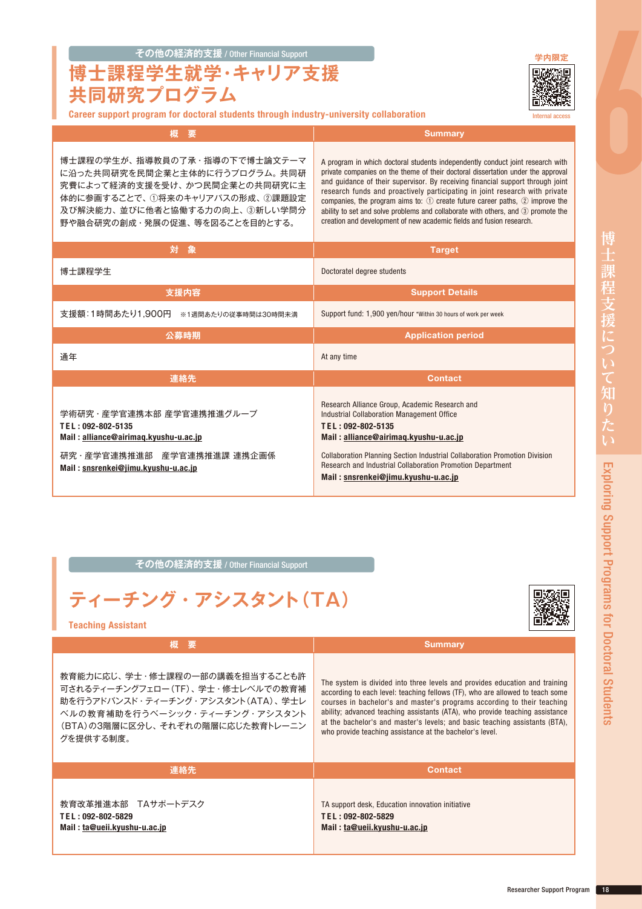その他の経済的支援 / Other Financial Support

# 博士課程学生就学・キャリア支援共同研究プログラム

**Career support program for doctoral students through industry-university collaboration**

学内限定
Internal access

| 概　要 | Summary |
| --- | --- |
| 博士課程の学生が、指導教員の了承・指導の下で博士論文テーマに沿った共同研究を民間企業と主体的に行うプログラム。共同研究費によって経済的支援を受け、かつ民間企業との共同研究に主体的に参画することで、①将来のキャリアパスの形成、②課題設定及び解決能力、並びに他者と協働する力の向上、③新しい学問分野や融合研究の創成・発展の促進、等を図ることを目的とする。 | A program in which doctoral students independently conduct joint research with private companies on the theme of their doctoral dissertation under the approval and guidance of their supervisor. By receiving financial support through joint research funds and proactively participating in joint research with private companies, the program aims to: ① create future career paths, ② improve the ability to set and solve problems and collaborate with others, and ③ promote the creation and development of new academic fields and fusion research. |
| **対　象** | **Target** |
| 博士課程学生 | Doctoratel degree students |
| **支援内容** | **Support Details** |
| 支援額：1時間あたり1,900円　※1週間あたりの従事時間は30時間未満 | Support fund: 1,900 yen/hour *Within 30 hours of work per week |
| **公募時期** | **Application period** |
| 通年 | At any time |
| **連絡先** | **Contact** |
| 学術研究・産学官連携本部 産学官連携推進グループ<br>**TEL : 092-802-5135**<br>**Mail : alliance@airimaq.kyushu-u.ac.jp**<br><br>研究・産学官連携推進部　産学官連携推進課 連携企画係<br>**Mail : snsrenkei@jimu.kyushu-u.ac.jp** | Research Alliance Group, Academic Research and Industrial Collaboration Management Office<br>**TEL : 092-802-5135**<br>**Mail : alliance@airimaq.kyushu-u.ac.jp**<br><br>Collaboration Planning Section Industrial Collaboration Promotion Division Research and Industrial Collaboration Promotion Department<br>**Mail : snsrenkei@jimu.kyushu-u.ac.jp** |

その他の経済的支援 / Other Financial Support

# ティーチング・アシスタント（TA）

**Teaching Assistant**

| 概　要 | Summary |
| --- | --- |
| 教育能力に応じ、学士・修士課程の一部の講義を担当することも許可されるティーチングフェロー（TF）、学士・修士レベルでの教育補助を行うアドバンスド・ティーチング・アシスタント（ATA）、学士レベルの教育補助を行うベーシック・ティーチング・アシスタント（BTA）の3階層に区分し、それぞれの階層に応じた教育トレーニングを提供する制度。 | The system is divided into three levels and provides education and training according to each level: teaching fellows (TF), who are allowed to teach some courses in bachelor's and master's programs according to their teaching ability; advanced teaching assistants (ATA), who provide teaching assistance at the bachelor's and master's levels; and basic teaching assistants (BTA), who provide teaching assistance at the bachelor's level. |
| **連絡先** | **Contact** |
| 教育改革推進本部　TAサポートデスク<br>**TEL : 092-802-5829**<br>**Mail : ta@ueii.kyushu-u.ac.jp** | TA support desk, Education innovation initiative<br>**TEL : 092-802-5829**<br>**Mail : ta@ueii.kyushu-u.ac.jp** |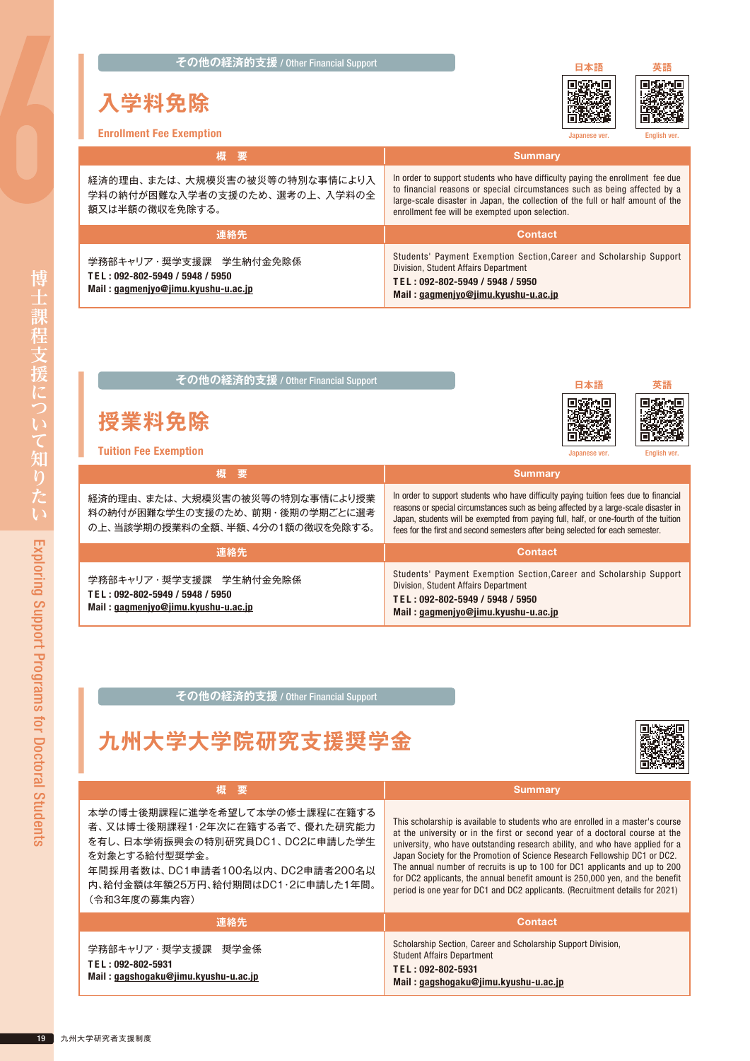その他の経済的支援 / Other Financial Support

## 入学料免除

### Enrollment Fee Exemption

日本語　英語

Japanese ver.　English ver.

| 概　要 | Summary |
| --- | --- |
| 経済的理由、または、大規模災害の被災等の特別な事情により入学料の納付が困難な入学者の支援のため、選考の上、入学料の全額又は半額の徴収を免除する。 | In order to support students who have difficulty paying the enrollment fee due to financial reasons or special circumstances such as being affected by a large-scale disaster in Japan, the collection of the full or half amount of the enrollment fee will be exempted upon selection. |
| **連絡先** | **Contact** |
| 学務部キャリア・奨学支援課　学生納付金免除係<br>**TEL : 092-802-5949 / 5948 / 5950**<br>**Mail : gagmenjyo@jimu.kyushu-u.ac.jp** | Students' Payment Exemption Section,Career and Scholarship Support Division, Student Affairs Department<br>**TEL : 092-802-5949 / 5948 / 5950**<br>**Mail : gagmenjyo@jimu.kyushu-u.ac.jp** |

その他の経済的支援 / Other Financial Support

## 授業料免除

### Tuition Fee Exemption

日本語　英語

Japanese ver.　English ver.

| 概　要 | Summary |
| --- | --- |
| 経済的理由、または、大規模災害の被災等の特別な事情により授業料の納付が困難な学生の支援のため、前期・後期の学期ごとに選考の上、当該学期の授業料の全額、半額、4分の1額の徴収を免除する。 | In order to support students who have difficulty paying tuition fees due to financial reasons or special circumstances such as being affected by a large-scale disaster in Japan, students will be exempted from paying full, half, or one-fourth of the tuition fees for the first and second semesters after being selected for each semester. |
| **連絡先** | **Contact** |
| 学務部キャリア・奨学支援課　学生納付金免除係<br>**TEL : 092-802-5949 / 5948 / 5950**<br>**Mail : gagmenjyo@jimu.kyushu-u.ac.jp** | Students' Payment Exemption Section,Career and Scholarship Support Division, Student Affairs Department<br>**TEL : 092-802-5949 / 5948 / 5950**<br>**Mail : gagmenjyo@jimu.kyushu-u.ac.jp** |

その他の経済的支援 / Other Financial Support

## 九州大学大学院研究支援奨学金

| 概　要 | Summary |
| --- | --- |
| 本学の博士後期課程に進学を希望して本学の修士課程に在籍する者、又は博士後期課程1･2年次に在籍する者で、優れた研究能力を有し、日本学術振興会の特別研究員DC1、DC2に申請した学生を対象とする給付型奨学金。<br>年間採用者数は、DC1申請者100名以内、DC2申請者200名以内、給付金額は年額25万円、給付期間はDC1･2に申請した1年間。（令和3年度の募集内容） | This scholarship is available to students who are enrolled in a master's course at the university or in the first or second year of a doctoral course at the university, who have outstanding research ability, and who have applied for a Japan Society for the Promotion of Science Research Fellowship DC1 or DC2. The annual number of recruits is up to 100 for DC1 applicants and up to 200 for DC2 applicants, the annual benefit amount is 250,000 yen, and the benefit period is one year for DC1 and DC2 applicants. (Recruitment details for 2021) |
| **連絡先** | **Contact** |
| 学務部キャリア・奨学支援課　奨学金係<br>**TEL : 092-802-5931**<br>**Mail : gagshogaku@jimu.kyushu-u.ac.jp** | Scholarship Section, Career and Scholarship Support Division, Student Affairs Department<br>**TEL : 092-802-5931**<br>**Mail : gagshogaku@jimu.kyushu-u.ac.jp** |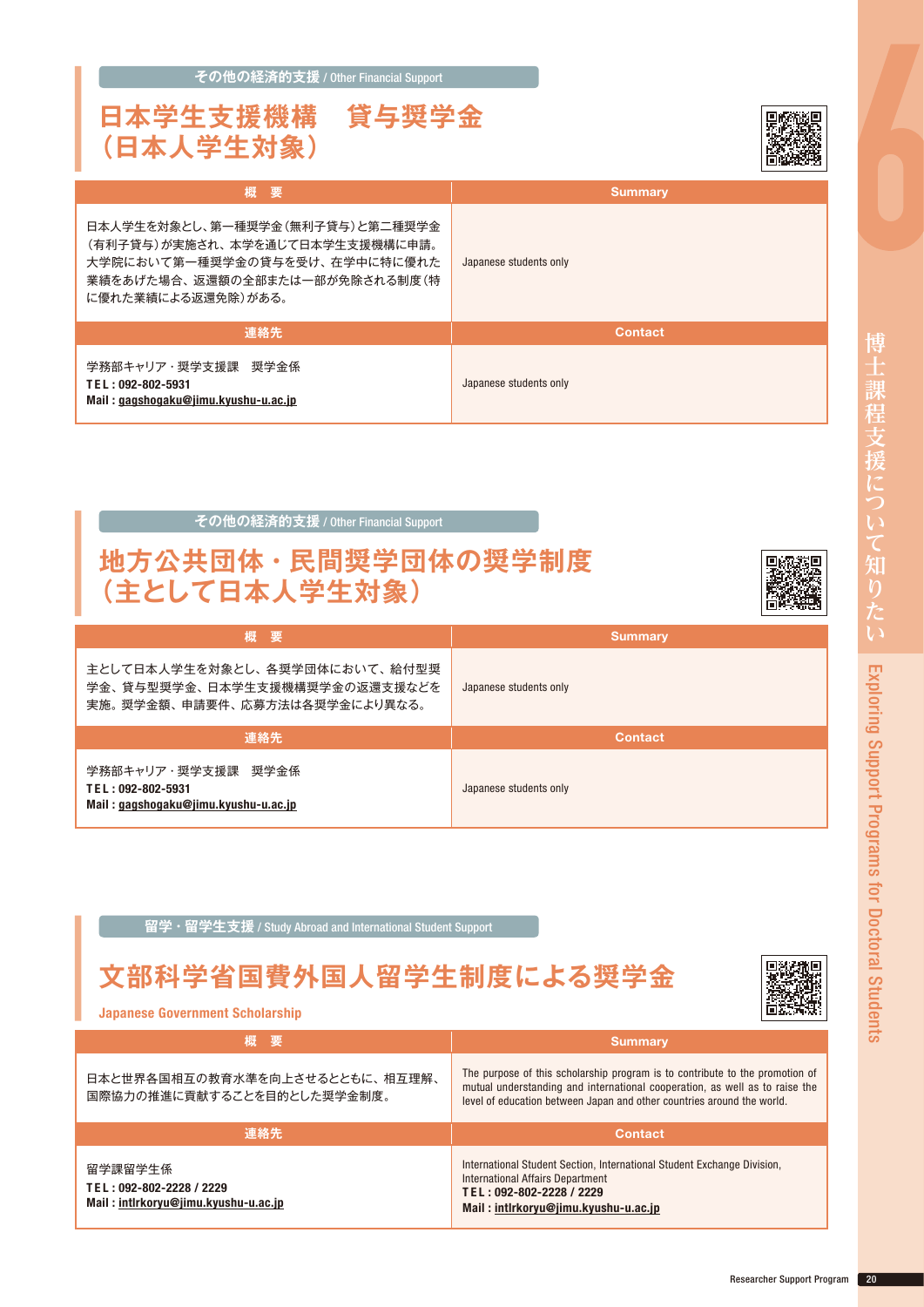その他の経済的支援 / Other Financial Support

## 日本学生支援機構　貸与奨学金（日本人学生対象）

| 概　要 | Summary |
|---|---|
| 日本人学生を対象とし、第一種奨学金（無利子貸与）と第二種奨学金（有利子貸与）が実施され、本学を通じて日本学生支援機構に申請。大学院において第一種奨学金の貸与を受け、在学中に特に優れた業績をあげた場合、返還額の全部または一部が免除される制度（特に優れた業績による返還免除）がある。 | Japanese students only |

| 連絡先 | Contact |
|---|---|
| 学務部キャリア・奨学支援課　奨学金係<br>**TEL : 092-802-5931**<br>**Mail : gagshogaku@jimu.kyushu-u.ac.jp** | Japanese students only |

その他の経済的支援 / Other Financial Support

## 地方公共団体・民間奨学団体の奨学制度（主として日本人学生対象）

| 概　要 | Summary |
|---|---|
| 主として日本人学生を対象とし、各奨学団体において、給付型奨学金、貸与型奨学金、日本学生支援機構奨学金の返還支援などを実施。奨学金額、申請要件、応募方法は各奨学金により異なる。 | Japanese students only |

| 連絡先 | Contact |
|---|---|
| 学務部キャリア・奨学支援課　奨学金係<br>**TEL : 092-802-5931**<br>**Mail : gagshogaku@jimu.kyushu-u.ac.jp** | Japanese students only |

留学・留学生支援 / Study Abroad and International Student Support

## 文部科学省国費外国人留学生制度による奨学金

**Japanese Government Scholarship**

| 概　要 | Summary |
|---|---|
| 日本と世界各国相互の教育水準を向上させるとともに、相互理解、国際協力の推進に貢献することを目的とした奨学金制度。 | The purpose of this scholarship program is to contribute to the promotion of mutual understanding and international cooperation, as well as to raise the level of education between Japan and other countries around the world. |

| 連絡先 | Contact |
|---|---|
| 留学課留学生係<br>**TEL : 092-802-2228 / 2229**<br>**Mail : intlrkoryu@jimu.kyushu-u.ac.jp** | International Student Section, International Student Exchange Division, International Affairs Department<br>**TEL : 092-802-2228 / 2229**<br>**Mail : intlrkoryu@jimu.kyushu-u.ac.jp** |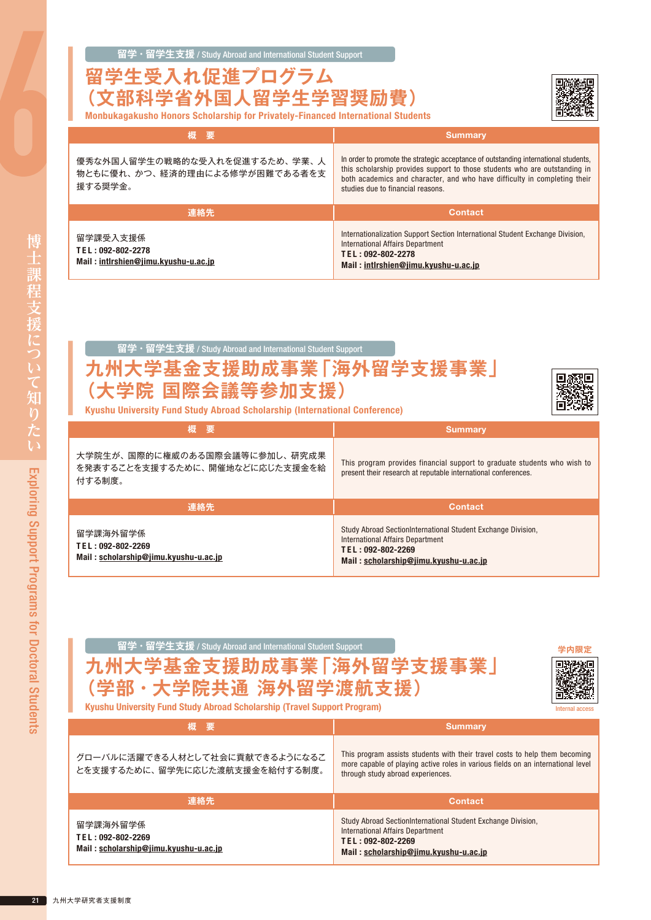留学・留学生支援 / Study Abroad and International Student Support

## 留学生受入れ促進プログラム（文部科学省外国人留学生学習奨励費）

### Monbukagakusho Honors Scholarship for Privately-Financed International Students

| 概　要 | Summary |
|---|---|
| 優秀な外国人留学生の戦略的な受入れを促進するため、学業、人物ともに優れ、かつ、経済的理由による修学が困難である者を支援する奨学金。 | In order to promote the strategic acceptance of outstanding international students, this scholarship provides support to those students who are outstanding in both academics and character, and who have difficulty in completing their studies due to financial reasons. |
| **連絡先** | **Contact** |
| 留学課受入支援係<br>**TEL : 092-802-2278**<br>**Mail : intlrshien@jimu.kyushu-u.ac.jp** | Internationalization Support Section International Student Exchange Division, International Affairs Department<br>**TEL : 092-802-2278**<br>**Mail : intlrshien@jimu.kyushu-u.ac.jp** |

留学・留学生支援 / Study Abroad and International Student Support

## 九州大学基金支援助成事業「海外留学支援事業」（大学院 国際会議等参加支援）

### Kyushu University Fund Study Abroad Scholarship (International Conference)

| 概　要 | Summary |
|---|---|
| 大学院生が、国際的に権威のある国際会議等に参加し、研究成果を発表することを支援するために、開催地などに応じた支援金を給付する制度。 | This program provides financial support to graduate students who wish to present their research at reputable international conferences. |
| **連絡先** | **Contact** |
| 留学課海外留学係<br>**TEL : 092-802-2269**<br>**Mail : scholarship@jimu.kyushu-u.ac.jp** | Study Abroad SectionInternational Student Exchange Division, International Affairs Department<br>**TEL : 092-802-2269**<br>**Mail : scholarship@jimu.kyushu-u.ac.jp** |

留学・留学生支援 / Study Abroad and International Student Support

## 九州大学基金支援助成事業「海外留学支援事業」（学部・大学院共通 海外留学渡航支援）

### Kyushu University Fund Study Abroad Scholarship (Travel Support Program)

学内限定 Internal access

| 概　要 | Summary |
|---|---|
| グローバルに活躍できる人材として社会に貢献できるようになることを支援するために、留学先に応じた渡航支援金を給付する制度。 | This program assists students with their travel costs to help them becoming more capable of playing active roles in various fields on an international level through study abroad experiences. |
| **連絡先** | **Contact** |
| 留学課海外留学係<br>**TEL : 092-802-2269**<br>**Mail : scholarship@jimu.kyushu-u.ac.jp** | Study Abroad SectionInternational Student Exchange Division, International Affairs Department<br>**TEL : 092-802-2269**<br>**Mail : scholarship@jimu.kyushu-u.ac.jp** |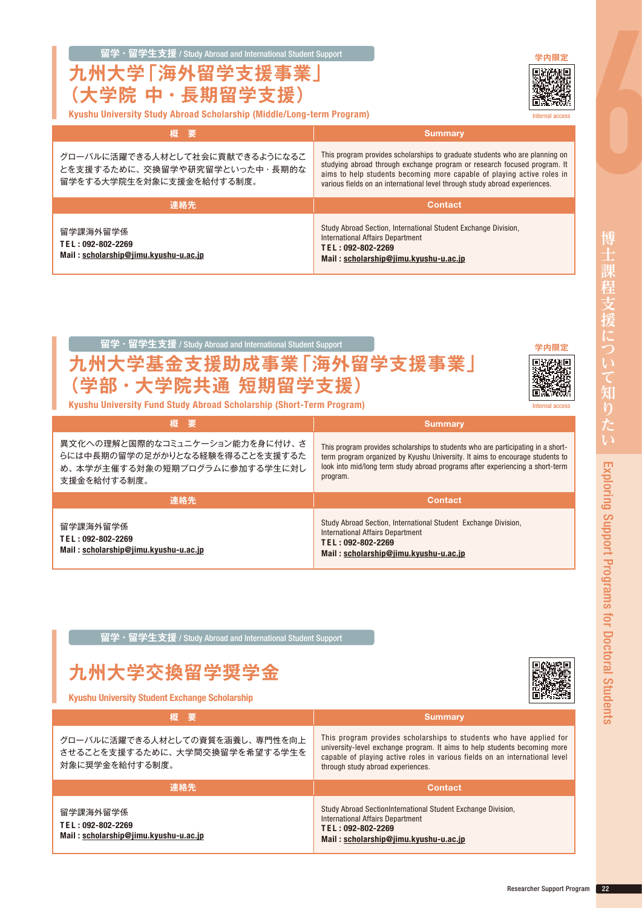留学・留学生支援 / Study Abroad and International Student Support

# 九州大学「海外留学支援事業」（大学院 中・長期留学支援）

学内限定 Internal access

**Kyushu University Study Abroad Scholarship (Middle/Long-term Program)**

| 概　要 | Summary |
|---|---|
| グローバルに活躍できる人材として社会に貢献できるようになることを支援するために、交換留学や研究留学といった中・長期的な留学をする大学院生を対象に支援金を給付する制度。 | This program provides scholarships to graduate students who are planning on studying abroad through exchange program or research focused program. It aims to help students becoming more capable of playing active roles in various fields on an international level through study abroad experiences. |
| **連絡先** | **Contact** |
| 留学課海外留学係<br>**TEL : 092-802-2269**<br>**Mail : scholarship@jimu.kyushu-u.ac.jp** | Study Abroad Section, International Student Exchange Division, International Affairs Department<br>**TEL : 092-802-2269**<br>**Mail : scholarship@jimu.kyushu-u.ac.jp** |

留学・留学生支援 / Study Abroad and International Student Support

# 九州大学基金支援助成事業「海外留学支援事業」（学部・大学院共通 短期留学支援）

学内限定 Internal access

**Kyushu University Fund Study Abroad Scholarship (Short-Term Program)**

| 概　要 | Summary |
|---|---|
| 異文化への理解と国際的なコミュニケーション能力を身に付け、さらには中長期の留学の足がかりとなる経験を得ることを支援するため、本学が主催する対象の短期プログラムに参加する学生に対し支援金を給付する制度。 | This program provides scholarships to students who are participating in a short-term program organized by Kyushu University. It aims to encourage students to look into mid/long term study abroad programs after experiencing a short-term program. |
| **連絡先** | **Contact** |
| 留学課海外留学係<br>**TEL : 092-802-2269**<br>**Mail : scholarship@jimu.kyushu-u.ac.jp** | Study Abroad Section, International Student Exchange Division, International Affairs Department<br>**TEL : 092-802-2269**<br>**Mail : scholarship@jimu.kyushu-u.ac.jp** |

留学・留学生支援 / Study Abroad and International Student Support

# 九州大学交換留学奨学金

**Kyushu University Student Exchange Scholarship**

| 概　要 | Summary |
|---|---|
| グローバルに活躍できる人材としての資質を涵養し、専門性を向上させることを支援するために、大学間交換留学を希望する学生を対象に奨学金を給付する制度。 | This program provides scholarships to students who have applied for university-level exchange program. It aims to help students becoming more capable of playing active roles in various fields on an international level through study abroad experiences. |
| **連絡先** | **Contact** |
| 留学課海外留学係<br>**TEL : 092-802-2269**<br>**Mail : scholarship@jimu.kyushu-u.ac.jp** | Study Abroad SectionInternational Student Exchange Division, International Affairs Department<br>**TEL : 092-802-2269**<br>**Mail : scholarship@jimu.kyushu-u.ac.jp** |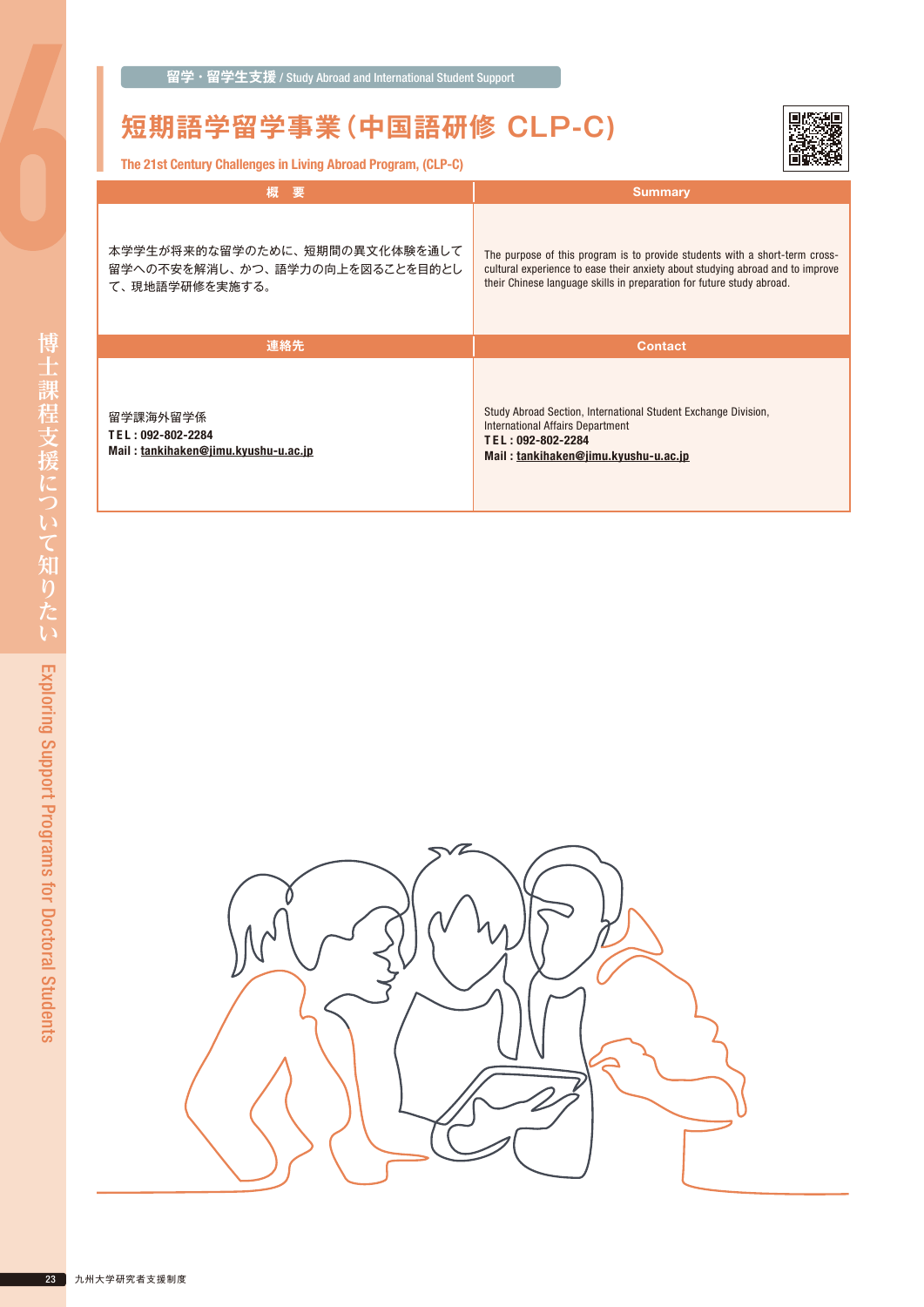留学・留学生支援 / Study Abroad and International Student Support

# 短期語学留学事業（中国語研修 CLP-C）

The 21st Century Challenges in Living Abroad Program, (CLP-C)

| 概　要 | Summary |
|---|---|
| 本学学生が将来的な留学のために、短期間の異文化体験を通して留学への不安を解消し、かつ、語学力の向上を図ることを目的として、現地語学研修を実施する。 | The purpose of this program is to provide students with a short-term cross-cultural experience to ease their anxiety about studying abroad and to improve their Chinese language skills in preparation for future study abroad. |
| **連絡先** | **Contact** |
| 留学課海外留学係<br>**TEL : 092-802-2284**<br>**Mail : tankihaken@jimu.kyushu-u.ac.jp** | Study Abroad Section, International Student Exchange Division, International Affairs Department<br>**TEL : 092-802-2284**<br>**Mail : tankihaken@jimu.kyushu-u.ac.jp** |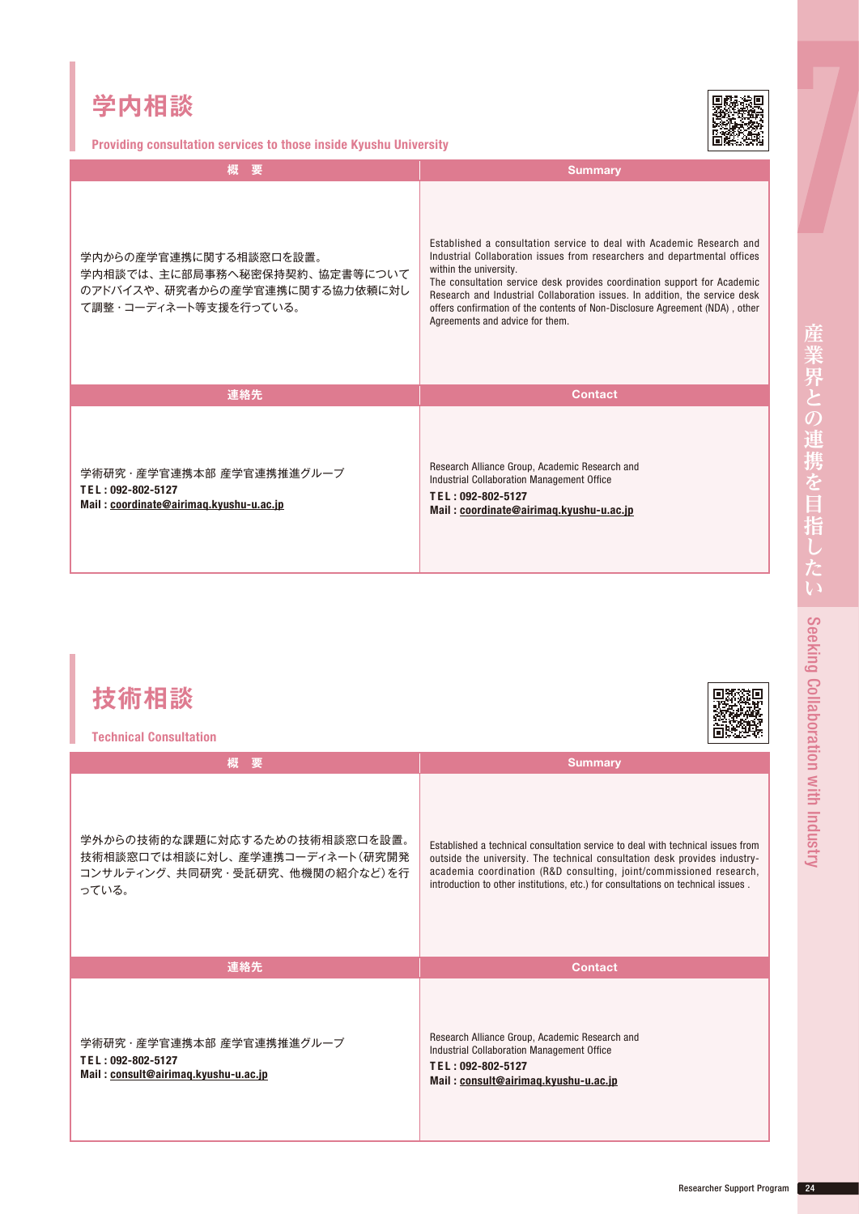## 学内相談

**Providing consultation services to those inside Kyushu University**

| 概　要 | Summary |
| --- | --- |
| 学内からの産学官連携に関する相談窓口を設置。<br>学内相談では、主に部局事務へ秘密保持契約、協定書等についてのアドバイスや、研究者からの産学官連携に関する協力依頼に対して調整・コーディネート等支援を行っている。 | Established a consultation service to deal with Academic Research and Industrial Collaboration issues from researchers and departmental offices within the university.<br>The consultation service desk provides coordination support for Academic Research and Industrial Collaboration issues. In addition, the service desk offers confirmation of the contents of Non-Disclosure Agreement (NDA) , other Agreements and advice for them. |
| **連絡先** | **Contact** |
| 学術研究・産学官連携本部 産学官連携推進グループ<br>**TEL : 092-802-5127**<br>**Mail : coordinate@airimaq.kyushu-u.ac.jp** | Research Alliance Group, Academic Research and Industrial Collaboration Management Office<br>**TEL : 092-802-5127**<br>**Mail : coordinate@airimaq.kyushu-u.ac.jp** |

## 技術相談

**Technical Consultation**

| 概　要 | Summary |
| --- | --- |
| 学外からの技術的な課題に対応するための技術相談窓口を設置。<br>技術相談窓口では相談に対し、産学連携コーディネート（研究開発コンサルティング、共同研究・受託研究、他機関の紹介など）を行っている。 | Established a technical consultation service to deal with technical issues from outside the university. The technical consultation desk provides industry-academia coordination (R&D consulting, joint/commissioned research, introduction to other institutions, etc.) for consultations on technical issues . |
| **連絡先** | **Contact** |
| 学術研究・産学官連携本部 産学官連携推進グループ<br>**TEL : 092-802-5127**<br>**Mail : consult@airimaq.kyushu-u.ac.jp** | Research Alliance Group, Academic Research and Industrial Collaboration Management Office<br>**TEL : 092-802-5127**<br>**Mail : consult@airimaq.kyushu-u.ac.jp** |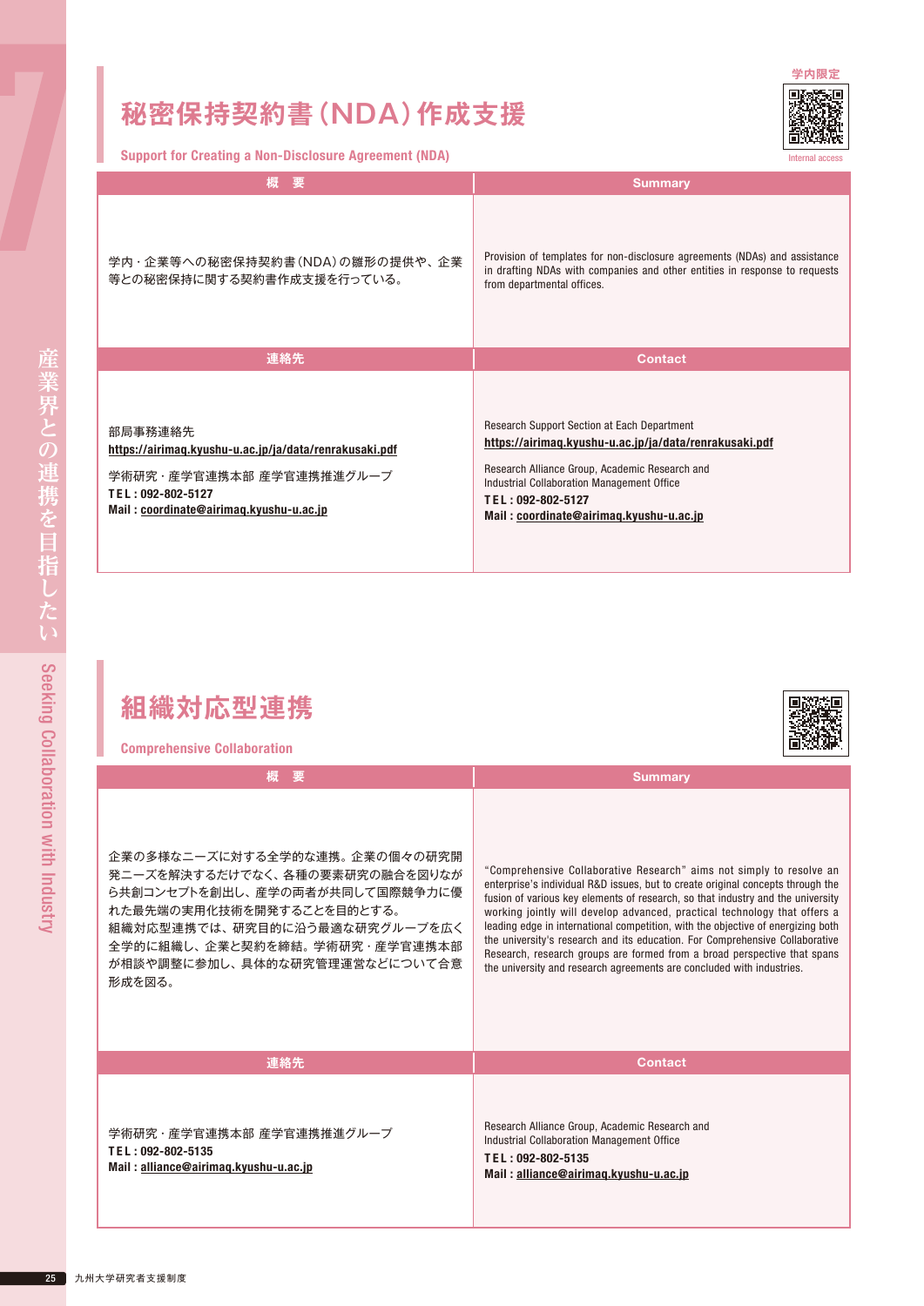## 秘密保持契約書（NDA）作成支援

学内限定

Internal access

**Support for Creating a Non-Disclosure Agreement (NDA)**

| 概　要 | Summary |
| --- | --- |
| 学内・企業等への秘密保持契約書（NDA）の雛形の提供や、企業等との秘密保持に関する契約書作成支援を行っている。 | Provision of templates for non-disclosure agreements (NDAs) and assistance in drafting NDAs with companies and other entities in response to requests from departmental offices. |
| **連絡先** | **Contact** |
| 部局事務連絡先<br>**https://airimaq.kyushu-u.ac.jp/ja/data/renrakusaki.pdf**<br>学術研究・産学官連携本部 産学官連携推進グループ<br>**TEL : 092-802-5127**<br>**Mail : coordinate@airimaq.kyushu-u.ac.jp** | Research Support Section at Each Department<br>**https://airimaq.kyushu-u.ac.jp/ja/data/renrakusaki.pdf**<br>Research Alliance Group, Academic Research and Industrial Collaboration Management Office<br>**TEL : 092-802-5127**<br>**Mail : coordinate@airimaq.kyushu-u.ac.jp** |

## 組織対応型連携

**Comprehensive Collaboration**

| 概　要 | Summary |
| --- | --- |
| 企業の多様なニーズに対する全学的な連携。企業の個々の研究開発ニーズを解決するだけでなく、各種の要素研究の融合を図りながら共創コンセプトを創出し、産学の両者が共同して国際競争力に優れた最先端の実用化技術を開発することを目的とする。<br>組織対応型連携では、研究目的に沿う最適な研究グループを広く全学的に組織し、企業と契約を締結。学術研究・産学官連携本部が相談や調整に参加し、具体的な研究管理運営などについて合意形成を図る。 | "Comprehensive Collaborative Research" aims not simply to resolve an enterprise's individual R&D issues, but to create original concepts through the fusion of various key elements of research, so that industry and the university working jointly will develop advanced, practical technology that offers a leading edge in international competition, with the objective of energizing both the university's research and its education. For Comprehensive Collaborative Research, research groups are formed from a broad perspective that spans the university and research agreements are concluded with industries. |
| **連絡先** | **Contact** |
| 学術研究・産学官連携本部 産学官連携推進グループ<br>**TEL : 092-802-5135**<br>**Mail : alliance@airimaq.kyushu-u.ac.jp** | Research Alliance Group, Academic Research and Industrial Collaboration Management Office<br>**TEL : 092-802-5135**<br>**Mail : alliance@airimaq.kyushu-u.ac.jp** |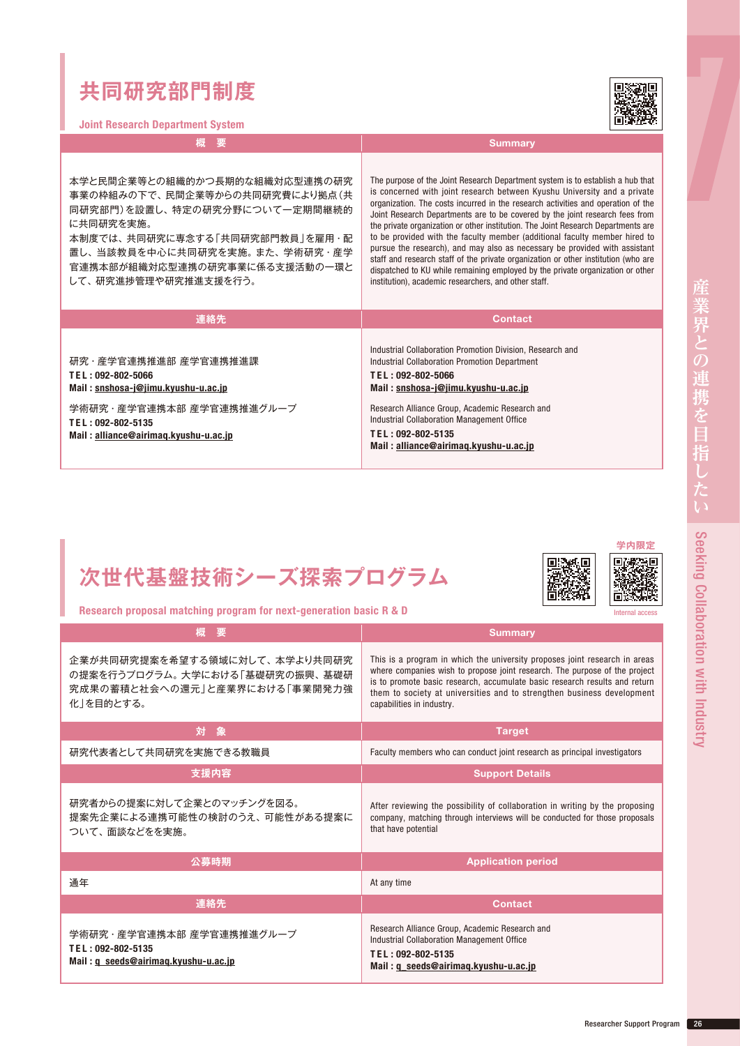# 共同研究部門制度

**Joint Research Department System**

| 概　要 | Summary |
| --- | --- |
| 本学と民間企業等との組織的かつ長期的な組織対応型連携の研究事業の枠組みの下で、民間企業等からの共同研究費により拠点（共同研究部門）を設置し、特定の研究分野について一定期間継続的に共同研究を実施。<br>本制度では、共同研究に専念する「共同研究部門教員」を雇用・配置し、当該教員を中心に共同研究を実施。また、学術研究・産学官連携本部が組織対応型連携の研究事業に係る支援活動の一環として、研究進捗管理や研究推進支援を行う。 | The purpose of the Joint Research Department system is to establish a hub that is concerned with joint research between Kyushu University and a private organization. The costs incurred in the research activities and operation of the Joint Research Departments are to be covered by the joint research fees from the private organization or other institution. The Joint Research Departments are to be provided with the faculty member (additional faculty member hired to pursue the research), and may also as necessary be provided with assistant staff and research staff of the private organization or other institution (who are dispatched to KU while remaining employed by the private organization or other institution), academic researchers, and other staff. |
| **連絡先** | **Contact** |
| 研究・産学官連携推進部 産学官連携推進課<br>**TEL : 092-802-5066**<br>**Mail : snshosa-j@jimu.kyushu-u.ac.jp**<br><br>学術研究・産学官連携本部 産学官連携推進グループ<br>**TEL : 092-802-5135**<br>**Mail : alliance@airimaq.kyushu-u.ac.jp** | Industrial Collaboration Promotion Division, Research and Industrial Collaboration Promotion Department<br>**TEL : 092-802-5066**<br>**Mail : snshosa-j@jimu.kyushu-u.ac.jp**<br><br>Research Alliance Group, Academic Research and Industrial Collaboration Management Office<br>**TEL : 092-802-5135**<br>**Mail : alliance@airimaq.kyushu-u.ac.jp** |

# 次世代基盤技術シーズ探索プログラム

**Research proposal matching program for next-generation basic R & D**

学内限定 / Internal access

| 概　要 | Summary |
| --- | --- |
| 企業が共同研究提案を希望する領域に対して、本学より共同研究の提案を行うプログラム。大学における「基礎研究の振興、基礎研究成果の蓄積と社会への還元」と産業界における「事業開発力強化」を目的とする。 | This is a program in which the university proposes joint research in areas where companies wish to propose joint research. The purpose of the project is to promote basic research, accumulate basic research results and return them to society at universities and to strengthen business development capabilities in industry. |
| **対　象** | **Target** |
| 研究代表者として共同研究を実施できる教職員 | Faculty members who can conduct joint research as principal investigators |
| **支援内容** | **Support Details** |
| 研究者からの提案に対して企業とのマッチングを図る。<br>提案先企業による連携可能性の検討のうえ、可能性がある提案について、面談などをを実施。 | After reviewing the possibility of collaboration in writing by the proposing company, matching through interviews will be conducted for those proposals that have potential |
| **公募時期** | **Application period** |
| 通年 | At any time |
| **連絡先** | **Contact** |
| 学術研究・産学官連携本部 産学官連携推進グループ<br>**TEL : 092-802-5135**<br>**Mail : q_seeds@airimaq.kyushu-u.ac.jp** | Research Alliance Group, Academic Research and Industrial Collaboration Management Office<br>**TEL : 092-802-5135**<br>**Mail : q_seeds@airimaq.kyushu-u.ac.jp** |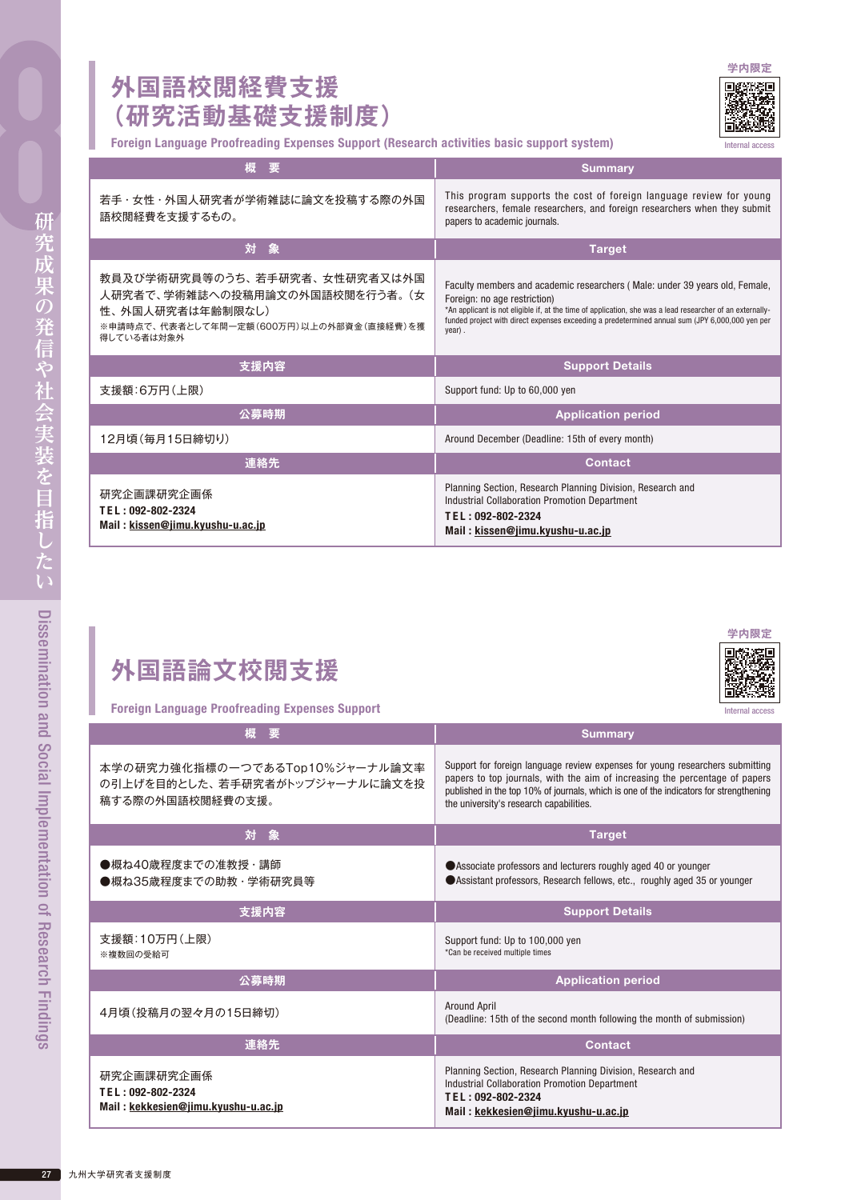# 外国語校閲経費支援（研究活動基礎支援制度）

学内限定 Internal access

**Foreign Language Proofreading Expenses Support (Research activities basic support system)**

| 概　要 | Summary |
|---|---|
| 若手・女性・外国人研究者が学術雑誌に論文を投稿する際の外国語校閲経費を支援するもの。 | This program supports the cost of foreign language review for young researchers, female researchers, and foreign researchers when they submit papers to academic journals. |
| **対　象** | **Target** |
| 教員及び学術研究員等のうち、若手研究者、女性研究者又は外国人研究者で、学術雑誌への投稿用論文の外国語校閲を行う者。（女性、外国人研究者は年齢制限なし）<br>※申請時点で、代表者として年間一定額（600万円）以上の外部資金（直接経費）を獲得している者は対象外 | Faculty members and academic researchers ( Male: under 39 years old, Female, Foreign: no age restriction)<br>*An applicant is not eligible if, at the time of application, she was a lead researcher of an externally-funded project with direct expenses exceeding a predetermined annual sum (JPY 6,000,000 yen per year) . |
| **支援内容** | **Support Details** |
| 支援額：6万円（上限） | Support fund: Up to 60,000 yen |
| **公募時期** | **Application period** |
| 12月頃（毎月15日締切り） | Around December (Deadline: 15th of every month) |
| **連絡先** | **Contact** |
| 研究企画課研究企画係<br>**TEL : 092-802-2324**<br>**Mail : kissen@jimu.kyushu-u.ac.jp** | Planning Section, Research Planning Division, Research and Industrial Collaboration Promotion Department<br>**TEL : 092-802-2324**<br>**Mail : kissen@jimu.kyushu-u.ac.jp** |

# 外国語論文校閲支援

学内限定 Internal access

**Foreign Language Proofreading Expenses Support**

| 概　要 | Summary |
|---|---|
| 本学の研究力強化指標の一つであるTop10%ジャーナル論文率の引上げを目的とした、若手研究者がトップジャーナルに論文を投稿する際の外国語校閲経費の支援。 | Support for foreign language review expenses for young researchers submitting papers to top journals, with the aim of increasing the percentage of papers published in the top 10% of journals, which is one of the indicators for strengthening the university's research capabilities. |
| **対　象** | **Target** |
| ●概ね40歳程度までの准教授・講師<br>●概ね35歳程度までの助教・学術研究員等 | ●Associate professors and lecturers roughly aged 40 or younger<br>●Assistant professors, Research fellows, etc., roughly aged 35 or younger |
| **支援内容** | **Support Details** |
| 支援額：10万円（上限）<br>※複数回の受給可 | Support fund: Up to 100,000 yen<br>*Can be received multiple times |
| **公募時期** | **Application period** |
| 4月頃（投稿月の翌々月の15日締切） | Around April<br>(Deadline: 15th of the second month following the month of submission) |
| **連絡先** | **Contact** |
| 研究企画課研究企画係<br>**TEL : 092-802-2324**<br>**Mail : kekkesien@jimu.kyushu-u.ac.jp** | Planning Section, Research Planning Division, Research and Industrial Collaboration Promotion Department<br>**TEL : 092-802-2324**<br>**Mail : kekkesien@jimu.kyushu-u.ac.jp** |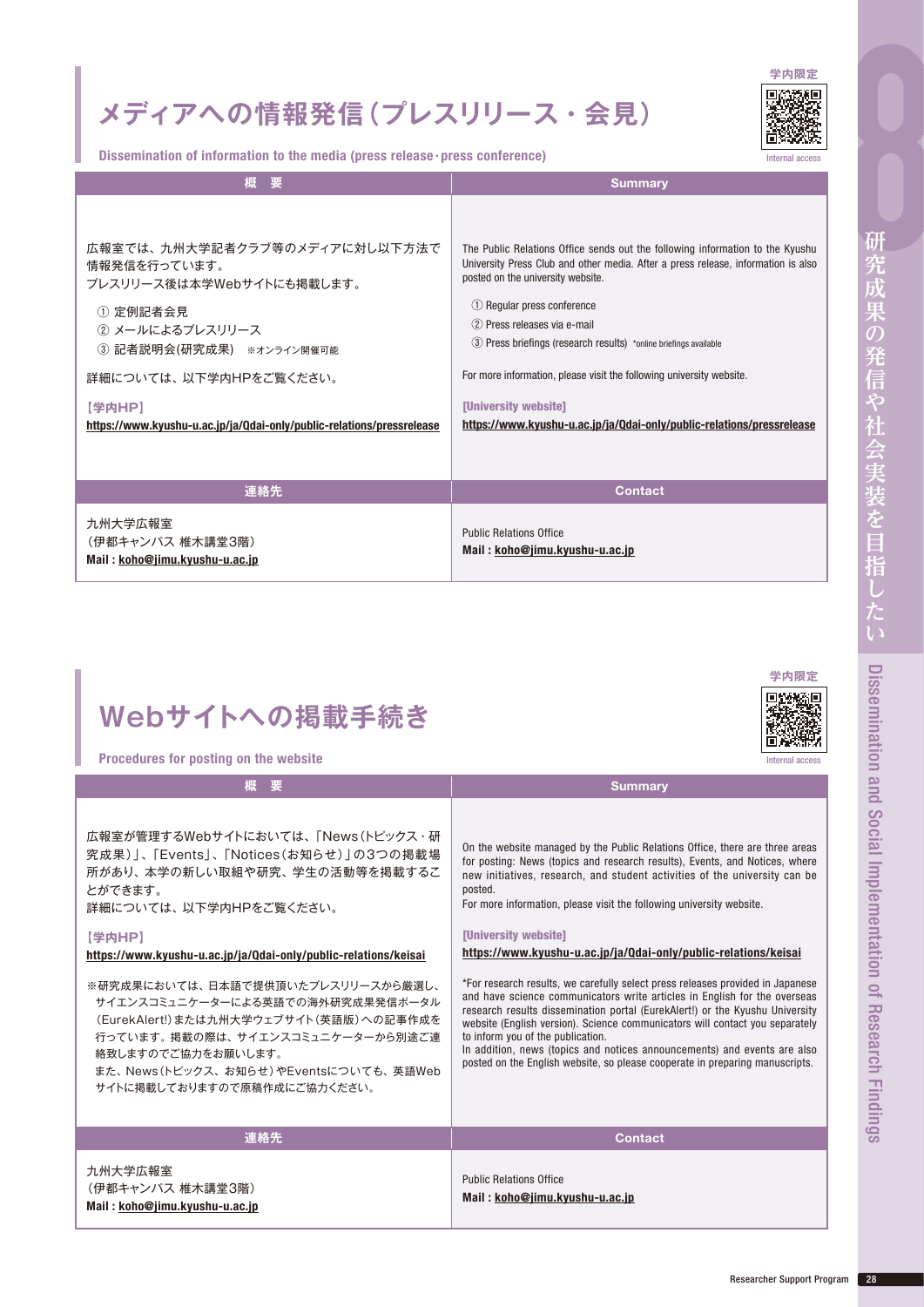# メディアへの情報発信（プレスリリース・会見）

**Dissemination of information to the media (press release･press conference)**

学内限定

Internal access

| 概　要 | Summary |
|---|---|
| 広報室では、九州大学記者クラブ等のメディアに対し以下方法で情報発信を行っています。<br>プレスリリース後は本学Webサイトにも掲載します。<br>① 定例記者会見<br>② メールによるプレスリリース<br>③ 記者説明会(研究成果)　※オンライン開催可能<br>詳細については、以下学内HPをご覧ください。<br>**【学内HP】**<br>**https://www.kyushu-u.ac.jp/ja/Qdai-only/public-relations/pressrelease** | The Public Relations Office sends out the following information to the Kyushu University Press Club and other media. After a press release, information is also posted on the university website.<br>① Regular press conference<br>② Press releases via e-mail<br>③ Press briefings (research results)　*online briefings available<br>For more information, please visit the following university website.<br>**[University website]**<br>**https://www.kyushu-u.ac.jp/ja/Qdai-only/public-relations/pressrelease** |
| **連絡先** | **Contact** |
| 九州大学広報室<br>（伊都キャンパス 椎木講堂3階）<br>**Mail : koho@jimu.kyushu-u.ac.jp** | Public Relations Office<br>**Mail : koho@jimu.kyushu-u.ac.jp** |

# Webサイトへの掲載手続き

**Procedures for posting on the website**

学内限定

Internal access

| 概　要 | Summary |
|---|---|
| 広報室が管理するWebサイトにおいては、「News（トピックス・研究成果）」、「Events」、「Notices（お知らせ）」の3つの掲載場所があり、本学の新しい取組や研究、学生の活動等を掲載することができます。<br>詳細については、以下学内HPをご覧ください。<br>**【学内HP】**<br>**https://www.kyushu-u.ac.jp/ja/Qdai-only/public-relations/keisai**<br>※研究成果においては、日本語で提供頂いたプレスリリースから厳選し、サイエンスコミュニケーターによる英語での海外研究成果発信ポータル（EurekAlert!）または九州大学ウェブサイト（英語版）への記事作成を行っています。掲載の際は、サイエンスコミュニケーターから別途ご連絡致しますのでご協力をお願いします。<br>また、News（トピックス、お知らせ）やEventsについても、英語Webサイトに掲載しておりますので原稿作成にご協力ください。 | On the website managed by the Public Relations Office, there are three areas for posting: News (topics and research results), Events, and Notices, where new initiatives, research, and student activities of the university can be posted.<br>For more information, please visit the following university website.<br>**[University website]**<br>**https://www.kyushu-u.ac.jp/ja/Qdai-only/public-relations/keisai**<br>*For research results, we carefully select press releases provided in Japanese and have science communicators write articles in English for the overseas research results dissemination portal (EurekAlert!) or the Kyushu University website (English version). Science communicators will contact you separately to inform you of the publication.<br>In addition, news (topics and notices announcements) and events are also posted on the English website, so please cooperate in preparing manuscripts. |
| **連絡先** | **Contact** |
| 九州大学広報室<br>（伊都キャンパス 椎木講堂3階）<br>**Mail : koho@jimu.kyushu-u.ac.jp** | Public Relations Office<br>**Mail : koho@jimu.kyushu-u.ac.jp** |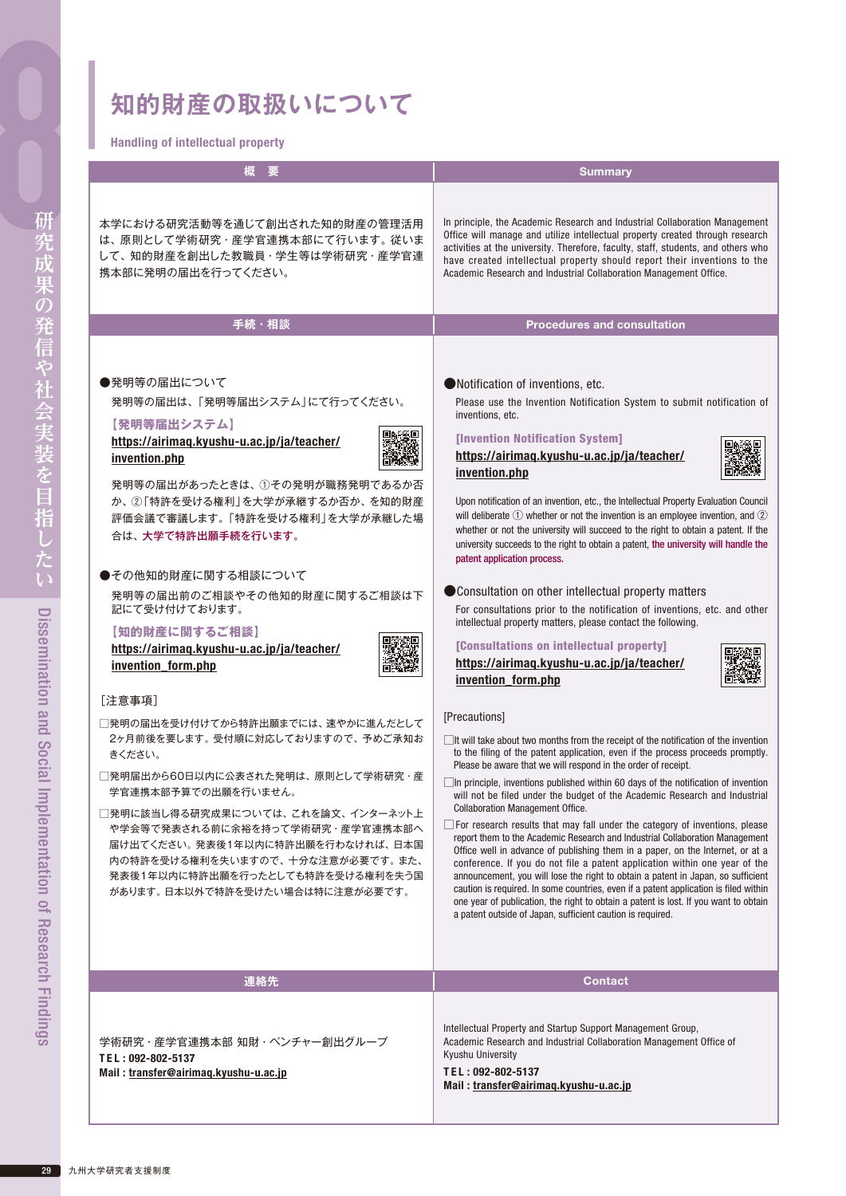# 知的財産の取扱いについて

**Handling of intellectual property**

## 概　要

本学における研究活動等を通じて創出された知的財産の管理活用は、原則として学術研究・産学官連携本部にて行います。従いまして、知的財産を創出した教職員・学生等は学術研究・産学官連携本部に発明の届出を行ってください。

## Summary

In principle, the Academic Research and Industrial Collaboration Management Office will manage and utilize intellectual property created through research activities at the university. Therefore, faculty, staff, students, and others who have created intellectual property should report their inventions to the Academic Research and Industrial Collaboration Management Office.

## 手続・相談

●発明等の届出について

発明等の届出は、「発明等届出システム」にて行ってください。

**【発明等届出システム】**
**https://airimaq.kyushu-u.ac.jp/ja/teacher/invention.php**

発明等の届出があったときは、①その発明が職務発明であるか否か、②「特許を受ける権利」を大学が承継するか否か、を知的財産評価会議で審議します。「特許を受ける権利」を大学が承継した場合は、**大学で特許出願手続を行います。**

●その他知的財産に関する相談について

発明等の届出前のご相談やその他知的財産に関するご相談は下記にて受け付けております。

**【知的財産に関するご相談】**
**https://airimaq.kyushu-u.ac.jp/ja/teacher/invention_form.php**

［注意事項］

□発明の届出を受け付けてから特許出願までには、速やかに進んだとしても2ヶ月前後を要します。受付順に対応しておりますので、予めご承知おきください。

□発明届出から60日以内に公表された発明は、原則として学術研究・産学官連携本部予算での出願を行いません。

□発明に該当し得る研究成果については、これを論文、インターネット上や学会等で発表される前に余裕を持って学術研究・産学官連携本部へ届け出てください。発表後1年以内に特許出願を行わなければ、日本国内の特許を受ける権利を失いますので、十分な注意が必要です。また、発表後1年以内に特許出願を行ったとしても特許を受ける権利を失う国があります。日本以外で特許を受けたい場合は特に注意が必要です。

## Procedures and consultation

●Notification of inventions, etc.

Please use the Invention Notification System to submit notification of inventions, etc.

**[Invention Notification System]**
**https://airimaq.kyushu-u.ac.jp/ja/teacher/invention.php**

Upon notification of an invention, etc., the Intellectual Property Evaluation Council will deliberate ① whether or not the invention is an employee invention, and ② whether or not the university will succeed to the right to obtain a patent. If the university succeeds to the right to obtain a patent, **the university will handle the patent application process.**

●Consultation on other intellectual property matters

For consultations prior to the notification of inventions, etc. and other intellectual property matters, please contact the following.

**[Consultations on intellectual property]**
**https://airimaq.kyushu-u.ac.jp/ja/teacher/invention_form.php**

[Precautions]

□It will take about two months from the receipt of the notification of the invention to the filing of the patent application, even if the process proceeds promptly. Please be aware that we will respond in the order of receipt.

□In principle, inventions published within 60 days of the notification of invention will not be filed under the budget of the Academic Research and Industrial Collaboration Management Office.

□For research results that may fall under the category of inventions, please report them to the Academic Research and Industrial Collaboration Management Office well in advance of publishing them in a paper, on the Internet, or at a conference. If you do not file a patent application within one year of the announcement, you will lose the right to obtain a patent in Japan, so sufficient caution is required. In some countries, even if a patent application is filed within one year of publication, the right to obtain a patent is lost. If you want to obtain a patent outside of Japan, sufficient caution is required.

## 連絡先

学術研究・産学官連携本部 知財・ベンチャー創出グループ
**TEL : 092-802-5137**
**Mail : transfer@airimaq.kyushu-u.ac.jp**

## Contact

Intellectual Property and Startup Support Management Group,
Academic Research and Industrial Collaboration Management Office of Kyushu University
**TEL : 092-802-5137**
**Mail : transfer@airimaq.kyushu-u.ac.jp**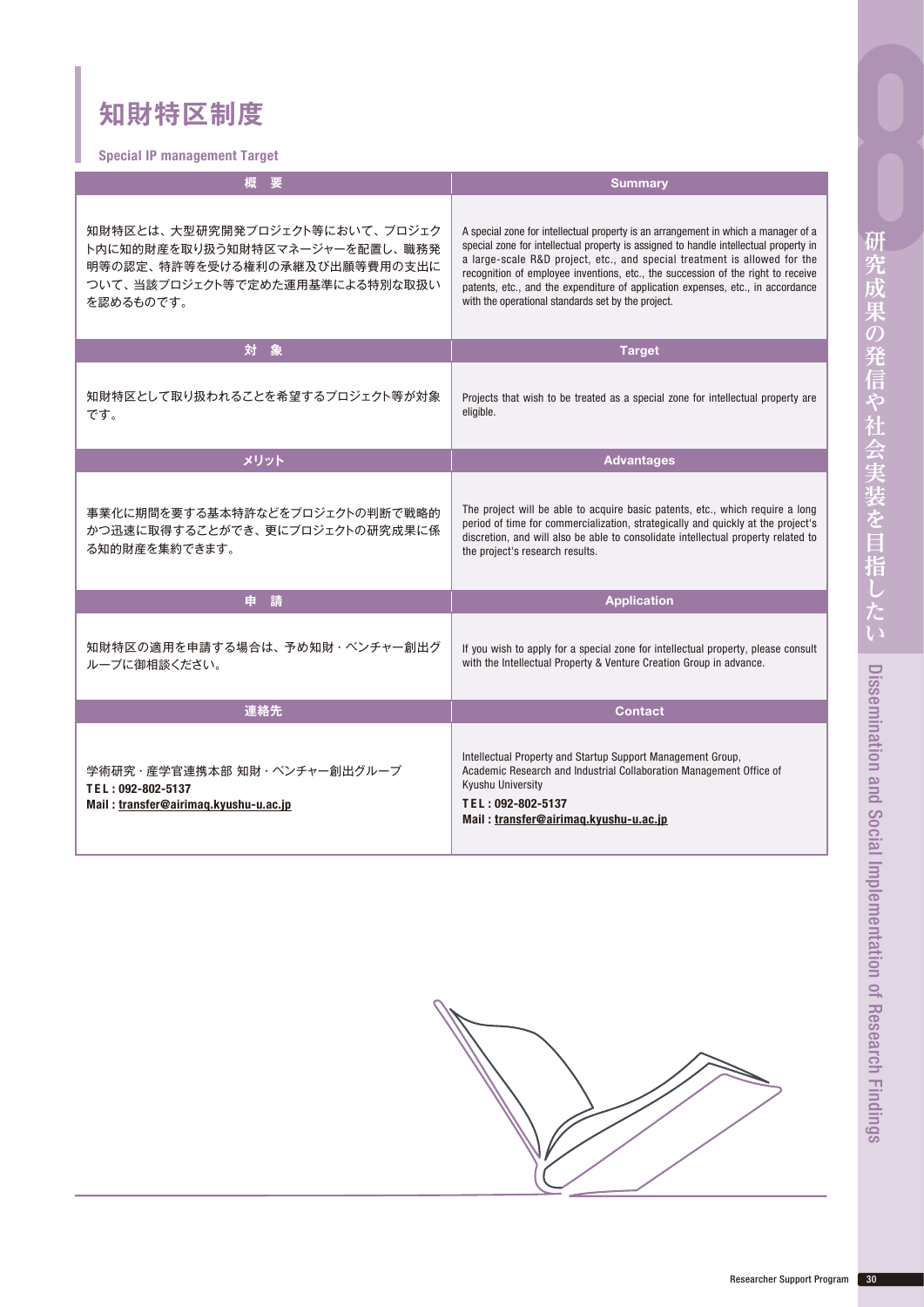# 知財特区制度

### Special IP management Target

| 概　要 | Summary |
| --- | --- |
| 知財特区とは、大型研究開発プロジェクト等において、プロジェクト内に知的財産を取り扱う知財特区マネージャーを配置し、職務発明等の認定、特許等を受ける権利の承継及び出願等費用の支出について、当該プロジェクト等で定めた運用基準による特別な取扱いを認めるものです。 | A special zone for intellectual property is an arrangement in which a manager of a special zone for intellectual property is assigned to handle intellectual property in a large-scale R&D project, etc., and special treatment is allowed for the recognition of employee inventions, etc., the succession of the right to receive patents, etc., and the expenditure of application expenses, etc., in accordance with the operational standards set by the project. |
| **対　象** | **Target** |
| 知財特区として取り扱われることを希望するプロジェクト等が対象です。 | Projects that wish to be treated as a special zone for intellectual property are eligible. |
| **メリット** | **Advantages** |
| 事業化に期間を要する基本特許などをプロジェクトの判断で戦略的かつ迅速に取得することができ、更にプロジェクトの研究成果に係る知的財産を集約できます。 | The project will be able to acquire basic patents, etc., which require a long period of time for commercialization, strategically and quickly at the project's discretion, and will also be able to consolidate intellectual property related to the project's research results. |
| **申　請** | **Application** |
| 知財特区の適用を申請する場合は、予め知財・ベンチャー創出グループに御相談ください。 | If you wish to apply for a special zone for intellectual property, please consult with the Intellectual Property & Venture Creation Group in advance. |
| **連絡先** | **Contact** |
| 学術研究・産学官連携本部 知財・ベンチャー創出グループ<br>**TEL : 092-802-5137**<br>**Mail : transfer@airimaq.kyushu-u.ac.jp** | Intellectual Property and Startup Support Management Group, Academic Research and Industrial Collaboration Management Office of Kyushu University<br>**TEL : 092-802-5137**<br>**Mail : transfer@airimaq.kyushu-u.ac.jp** |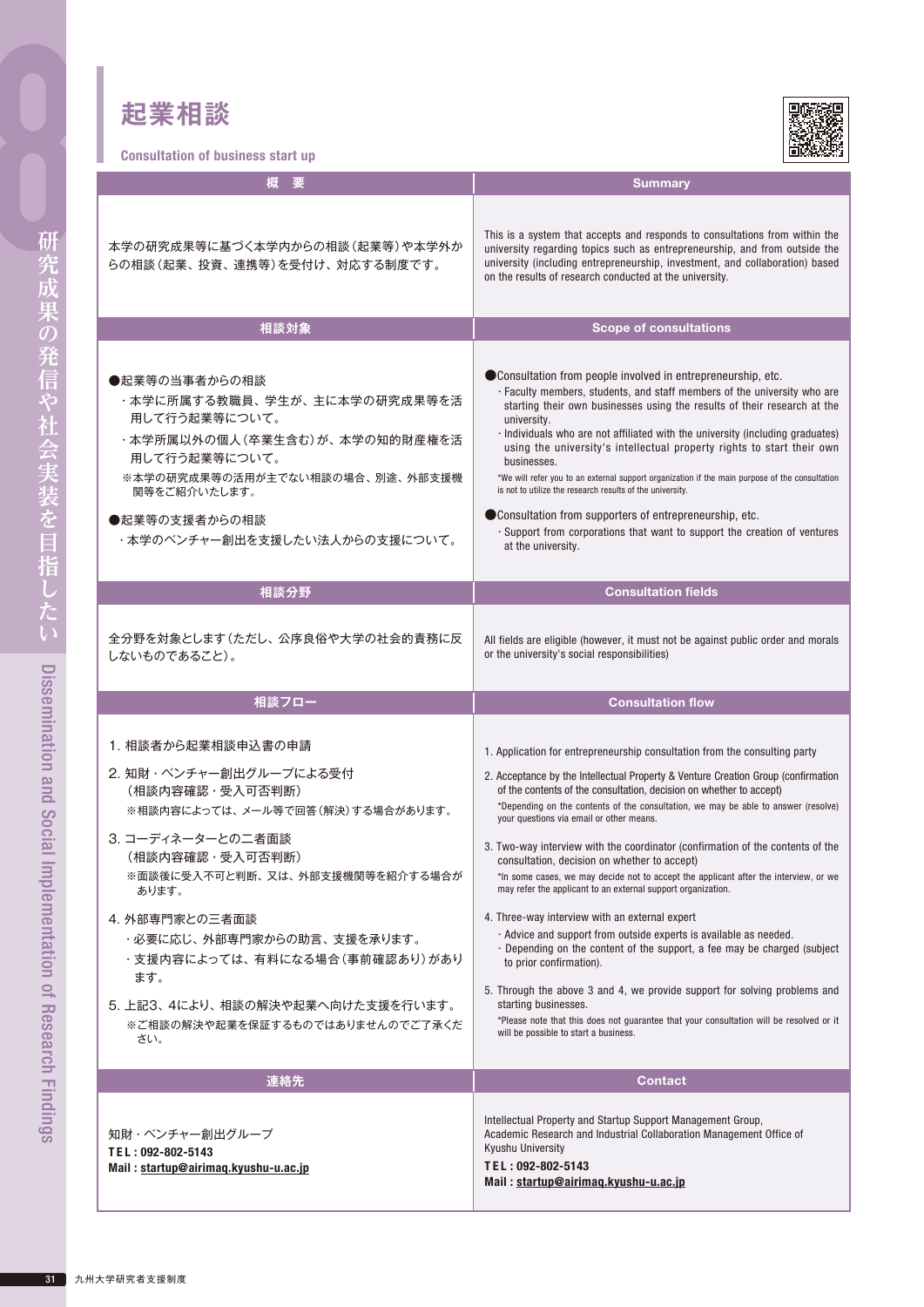# 起業相談

Consultation of business start up

| 概　要 | Summary |
|---|---|
| 本学の研究成果等に基づく本学内からの相談（起業等）や本学外からの相談（起業、投資、連携等）を受付け、対応する制度です。 | This is a system that accepts and responds to consultations from within the university regarding topics such as entrepreneurship, and from outside the university (including entrepreneurship, investment, and collaboration) based on the results of research conducted at the university. |

| 相談対象 | Scope of consultations |
|---|---|
| ●起業等の当事者からの相談<br>・本学に所属する教職員、学生が、主に本学の研究成果等を活用して行う起業等について。<br>・本学所属以外の個人（卒業生含む）が、本学の知的財産権を活用して行う起業等について。<br>※本学の研究成果等の活用が主でない相談の場合、別途、外部支援機関等をご紹介いたします。<br>●起業等の支援者からの相談<br>・本学のベンチャー創出を支援したい法人からの支援について。 | ●Consultation from people involved in entrepreneurship, etc.<br>· Faculty members, students, and staff members of the university who are starting their own businesses using the results of their research at the university.<br>· Individuals who are not affiliated with the university (including graduates) using the university's intellectual property rights to start their own businesses.<br>*We will refer you to an external support organization if the main purpose of the consultation is not to utilize the research results of the university.<br>●Consultation from supporters of entrepreneurship, etc.<br>· Support from corporations that want to support the creation of ventures at the university. |

| 相談分野 | Consultation fields |
|---|---|
| 全分野を対象とします（ただし、公序良俗や大学の社会的責務に反しないものであること）。 | All fields are eligible (however, it must not be against public order and morals or the university's social responsibilities) |

| 相談フロー | Consultation flow |
|---|---|
| 1. 相談者から起業相談申込書の申請<br>2. 知財・ベンチャー創出グループによる受付（相談内容確認・受入可否判断）<br>※相談内容によっては、メール等で回答（解決）する場合があります。<br>3. コーディネーターとの二者面談（相談内容確認・受入可否判断）<br>※面談後に受入不可と判断、又は、外部支援機関等を紹介する場合があります。<br>4. 外部専門家との三者面談<br>・必要に応じ、外部専門家からの助言、支援を承ります。<br>・支援内容によっては、有料になる場合（事前確認あり）があります。<br>5. 上記3、4により、相談の解決や起業へ向けた支援を行います。<br>※ご相談の解決や起業を保証するものではありませんのでご了承ください。 | 1. Application for entrepreneurship consultation from the consulting party<br>2. Acceptance by the Intellectual Property & Venture Creation Group (confirmation of the contents of the consultation, decision on whether to accept)<br>*Depending on the contents of the consultation, we may be able to answer (resolve) your questions via email or other means.<br>3. Two-way interview with the coordinator (confirmation of the contents of the consultation, decision on whether to accept)<br>*In some cases, we may decide not to accept the applicant after the interview, or we may refer the applicant to an external support organization.<br>4. Three-way interview with an external expert<br>· Advice and support from outside experts is available as needed.<br>· Depending on the content of the support, a fee may be charged (subject to prior confirmation).<br>5. Through the above 3 and 4, we provide support for solving problems and starting businesses.<br>*Please note that this does not guarantee that your consultation will be resolved or it will be possible to start a business. |

| 連絡先 | Contact |
|---|---|
| 知財・ベンチャー創出グループ<br>**TEL : 092-802-5143**<br>**Mail : startup@airimaq.kyushu-u.ac.jp** | Intellectual Property and Startup Support Management Group, Academic Research and Industrial Collaboration Management Office of Kyushu University<br>**TEL : 092-802-5143**<br>**Mail : startup@airimaq.kyushu-u.ac.jp** |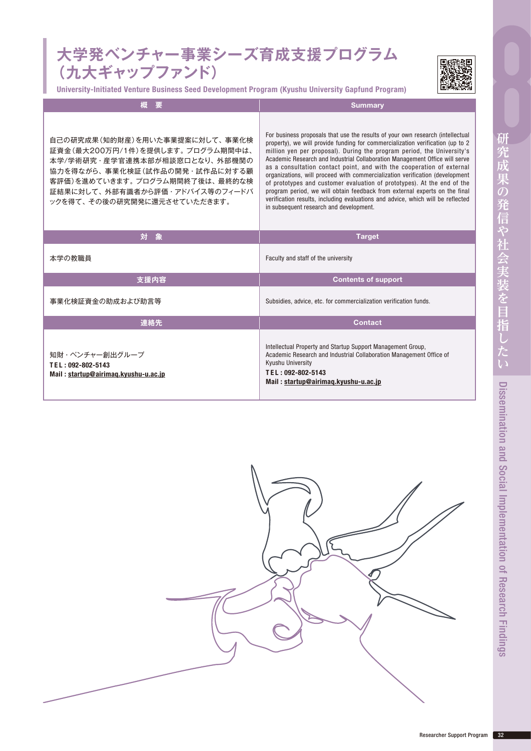# 大学発ベンチャー事業シーズ育成支援プログラム（九大ギャップファンド）

**University-Initiated Venture Business Seed Development Program (Kyushu University Gapfund Program)**

| 概　要 | Summary |
| --- | --- |
| 自己の研究成果（知的財産）を用いた事業提案に対して、事業化検証資金（最大200万円/1件）を提供します。プログラム期間中は、本学/学術研究・産学官連携本部が相談窓口となり、外部機関の協力を得ながら、事業化検証（試作品の開発・試作品に対する顧客評価）を進めていきます。プログラム期間終了後は、最終的な検証結果に対して、外部有識者から評価・アドバイス等のフィードバックを得て、その後の研究開発に還元させていただきます。 | For business proposals that use the results of your own research (intellectual property), we will provide funding for commercialization verification (up to 2 million yen per proposal). During the program period, the University's Academic Research and Industrial Collaboration Management Office will serve as a consultation contact point, and with the cooperation of external organizations, will proceed with commercialization verification (development of prototypes and customer evaluation of prototypes). At the end of the program period, we will obtain feedback from external experts on the final verification results, including evaluations and advice, which will be reflected in subsequent research and development. |
| **対　象** | **Target** |
| 本学の教職員 | Faculty and staff of the university |
| **支援内容** | **Contents of support** |
| 事業化検証資金の助成および助言等 | Subsidies, advice, etc. for commercialization verification funds. |
| **連絡先** | **Contact** |
| 知財・ベンチャー創出グループ<br>**TEL : 092-802-5143**<br>**Mail : startup@airimaq.kyushu-u.ac.jp** | Intellectual Property and Startup Support Management Group, Academic Research and Industrial Collaboration Management Office of Kyushu University<br>**TEL : 092-802-5143**<br>**Mail : startup@airimaq.kyushu-u.ac.jp** |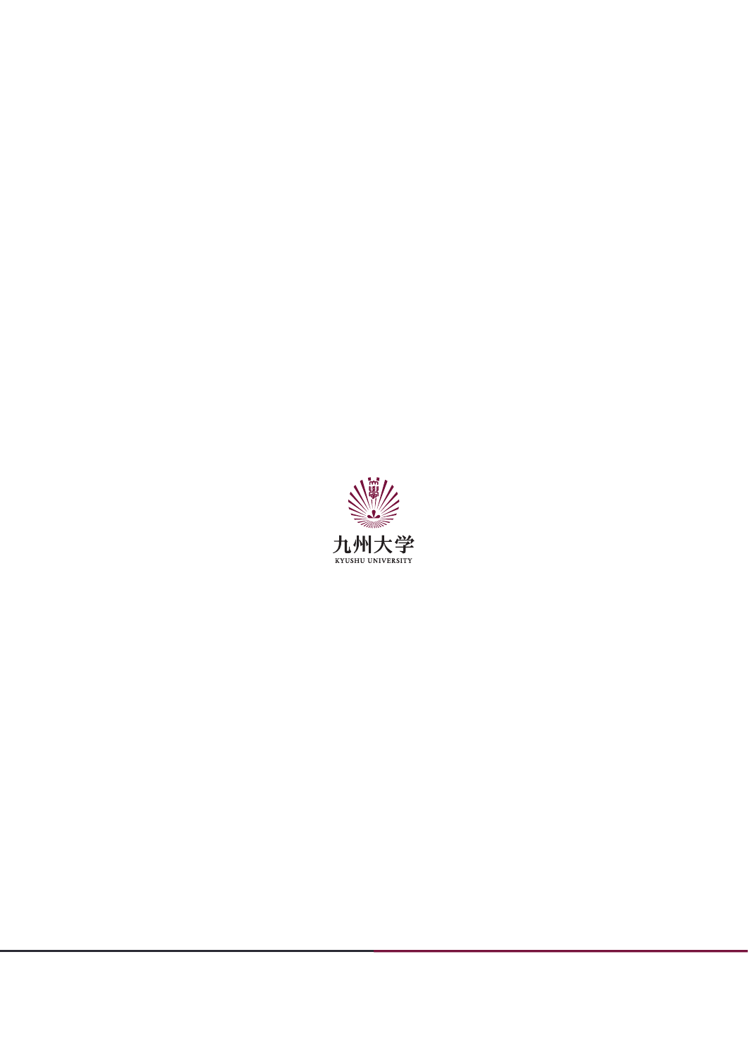九州大学

KYUSHU UNIVERSITY